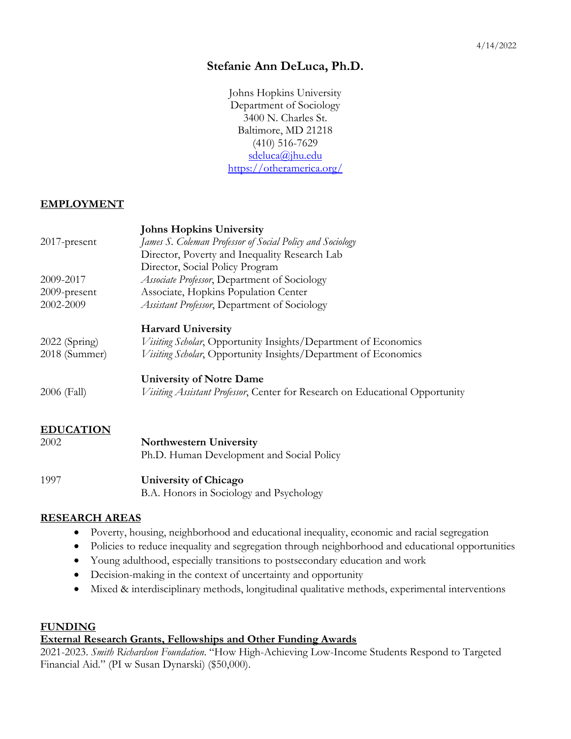4/14/2022

# Stefanie Ann DeLuca, Ph.D.

Johns Hopkins University
Department of Sociology
3400 N. Charles St.
Baltimore, MD 21218
(410) 516-7629
sdeluca@jhu.edu
https://otheramerica.org/

## EMPLOYMENT

| | |
|---|---|
| | **Johns Hopkins University** |
| 2017-present | *James S. Coleman Professor of Social Policy and Sociology* |
| | Director, Poverty and Inequality Research Lab |
| | Director, Social Policy Program |
| 2009-2017 | *Associate Professor*, Department of Sociology |
| 2009-present | Associate, Hopkins Population Center |
| 2002-2009 | *Assistant Professor*, Department of Sociology |
| | **Harvard University** |
| 2022 (Spring) | *Visiting Scholar*, Opportunity Insights/Department of Economics |
| 2018 (Summer) | *Visiting Scholar*, Opportunity Insights/Department of Economics |
| | **University of Notre Dame** |
| 2006 (Fall) | *Visiting Assistant Professor*, Center for Research on Educational Opportunity |

## EDUCATION

| | |
|---|---|
| 2002 | **Northwestern University** |
| | Ph.D. Human Development and Social Policy |
| 1997 | **University of Chicago** |
| | B.A. Honors in Sociology and Psychology |

## RESEARCH AREAS

- Poverty, housing, neighborhood and educational inequality, economic and racial segregation
- Policies to reduce inequality and segregation through neighborhood and educational opportunities
- Young adulthood, especially transitions to postsecondary education and work
- Decision-making in the context of uncertainty and opportunity
- Mixed & interdisciplinary methods, longitudinal qualitative methods, experimental interventions

## FUNDING

### External Research Grants, Fellowships and Other Funding Awards

2021-2023. *Smith Richardson Foundation*. "How High-Achieving Low-Income Students Respond to Targeted Financial Aid." (PI w Susan Dynarski) ($50,000).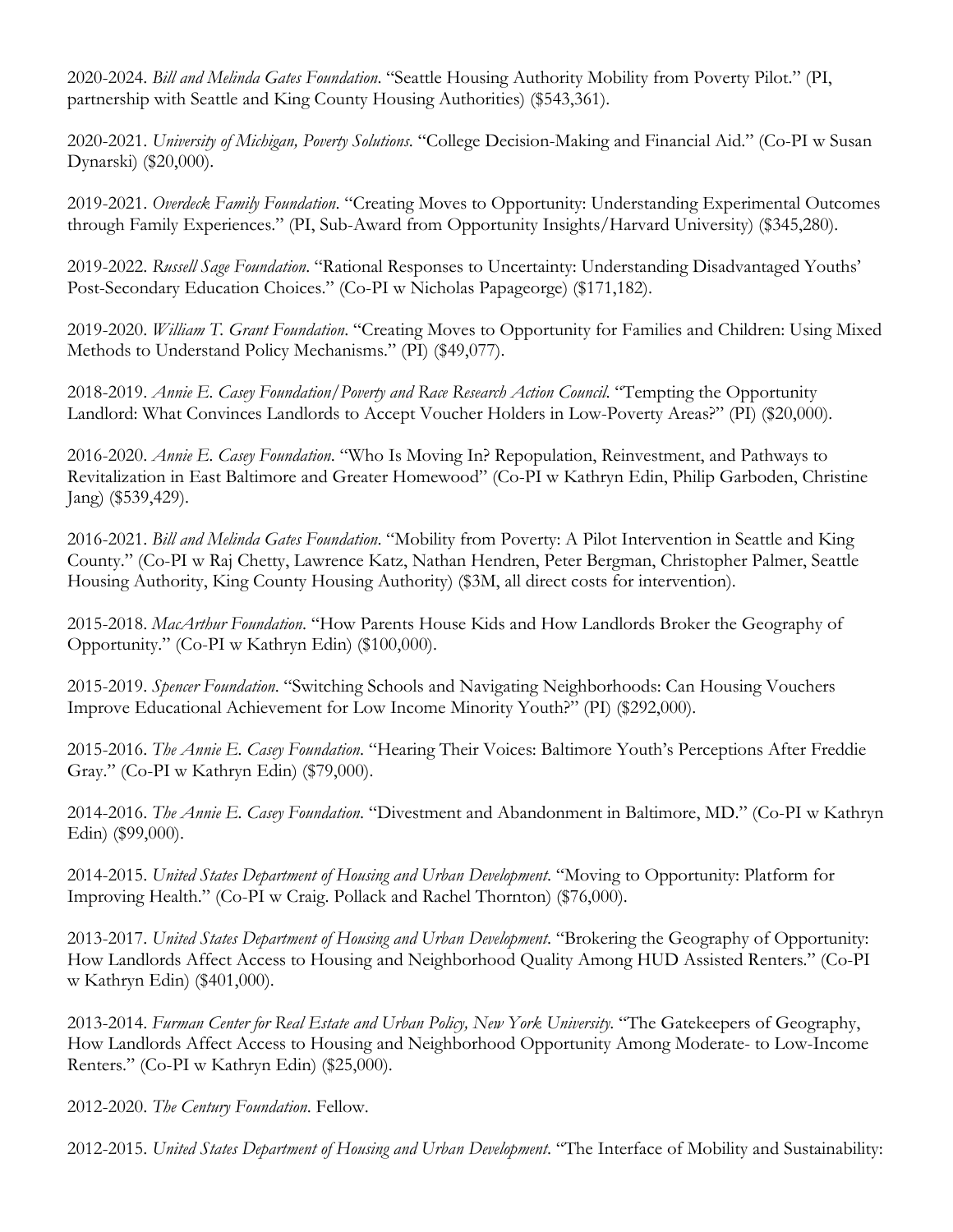2020-2024. *Bill and Melinda Gates Foundation*. "Seattle Housing Authority Mobility from Poverty Pilot." (PI, partnership with Seattle and King County Housing Authorities) ($543,361).

2020-2021. *University of Michigan, Poverty Solutions*. "College Decision-Making and Financial Aid." (Co-PI w Susan Dynarski) ($20,000).

2019-2021. *Overdeck Family Foundation*. "Creating Moves to Opportunity: Understanding Experimental Outcomes through Family Experiences." (PI, Sub-Award from Opportunity Insights/Harvard University) ($345,280).

2019-2022. *Russell Sage Foundation*. "Rational Responses to Uncertainty: Understanding Disadvantaged Youths' Post-Secondary Education Choices." (Co-PI w Nicholas Papageorge) ($171,182).

2019-2020. *William T. Grant Foundation*. "Creating Moves to Opportunity for Families and Children: Using Mixed Methods to Understand Policy Mechanisms." (PI) ($49,077).

2018-2019. *Annie E. Casey Foundation/Poverty and Race Research Action Council*. "Tempting the Opportunity Landlord: What Convinces Landlords to Accept Voucher Holders in Low-Poverty Areas?" (PI) ($20,000).

2016-2020. *Annie E. Casey Foundation*. "Who Is Moving In? Repopulation, Reinvestment, and Pathways to Revitalization in East Baltimore and Greater Homewood" (Co-PI w Kathryn Edin, Philip Garboden, Christine Jang) ($539,429).

2016-2021. *Bill and Melinda Gates Foundation*. "Mobility from Poverty: A Pilot Intervention in Seattle and King County." (Co-PI w Raj Chetty, Lawrence Katz, Nathan Hendren, Peter Bergman, Christopher Palmer, Seattle Housing Authority, King County Housing Authority) ($3M, all direct costs for intervention).

2015-2018. *MacArthur Foundation*. "How Parents House Kids and How Landlords Broker the Geography of Opportunity." (Co-PI w Kathryn Edin) ($100,000).

2015-2019. *Spencer Foundation*. "Switching Schools and Navigating Neighborhoods: Can Housing Vouchers Improve Educational Achievement for Low Income Minority Youth?" (PI) ($292,000).

2015-2016. *The Annie E. Casey Foundation*. "Hearing Their Voices: Baltimore Youth's Perceptions After Freddie Gray." (Co-PI w Kathryn Edin) ($79,000).

2014-2016. *The Annie E. Casey Foundation*. "Divestment and Abandonment in Baltimore, MD." (Co-PI w Kathryn Edin) ($99,000).

2014-2015. *United States Department of Housing and Urban Development*. "Moving to Opportunity: Platform for Improving Health." (Co-PI w Craig. Pollack and Rachel Thornton) ($76,000).

2013-2017. *United States Department of Housing and Urban Development*. "Brokering the Geography of Opportunity: How Landlords Affect Access to Housing and Neighborhood Quality Among HUD Assisted Renters." (Co-PI w Kathryn Edin) ($401,000).

2013-2014. *Furman Center for Real Estate and Urban Policy, New York University*. "The Gatekeepers of Geography, How Landlords Affect Access to Housing and Neighborhood Opportunity Among Moderate- to Low-Income Renters." (Co-PI w Kathryn Edin) ($25,000).

2012-2020. *The Century Foundation*. Fellow.

2012-2015. *United States Department of Housing and Urban Development*. "The Interface of Mobility and Sustainability: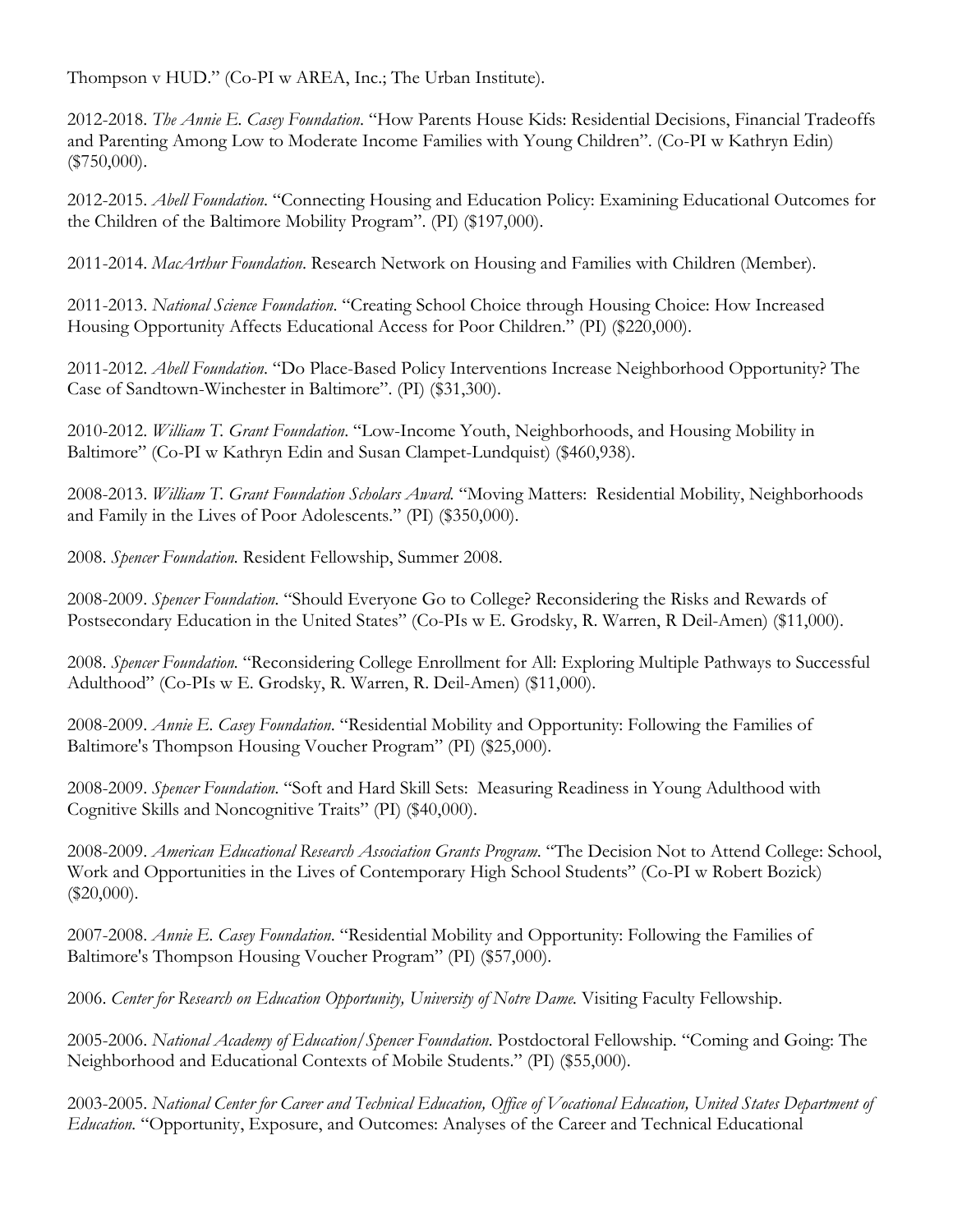Thompson v HUD." (Co-PI w AREA, Inc.; The Urban Institute).

2012-2018. *The Annie E. Casey Foundation*. "How Parents House Kids: Residential Decisions, Financial Tradeoffs and Parenting Among Low to Moderate Income Families with Young Children". (Co-PI w Kathryn Edin) ($750,000).

2012-2015. *Abell Foundation*. "Connecting Housing and Education Policy: Examining Educational Outcomes for the Children of the Baltimore Mobility Program". (PI) ($197,000).

2011-2014. *MacArthur Foundation*. Research Network on Housing and Families with Children (Member).

2011-2013. *National Science Foundation*. "Creating School Choice through Housing Choice: How Increased Housing Opportunity Affects Educational Access for Poor Children." (PI) ($220,000).

2011-2012. *Abell Foundation*. "Do Place-Based Policy Interventions Increase Neighborhood Opportunity? The Case of Sandtown-Winchester in Baltimore". (PI) ($31,300).

2010-2012. *William T. Grant Foundation*. "Low-Income Youth, Neighborhoods, and Housing Mobility in Baltimore" (Co-PI w Kathryn Edin and Susan Clampet-Lundquist) ($460,938).

2008-2013. *William T. Grant Foundation Scholars Award.* "Moving Matters: Residential Mobility, Neighborhoods and Family in the Lives of Poor Adolescents." (PI) ($350,000).

2008. *Spencer Foundation.* Resident Fellowship, Summer 2008.

2008-2009. *Spencer Foundation.* "Should Everyone Go to College? Reconsidering the Risks and Rewards of Postsecondary Education in the United States" (Co-PIs w E. Grodsky, R. Warren, R Deil-Amen) ($11,000).

2008. *Spencer Foundation.* "Reconsidering College Enrollment for All: Exploring Multiple Pathways to Successful Adulthood" (Co-PIs w E. Grodsky, R. Warren, R. Deil-Amen) ($11,000).

2008-2009. *Annie E. Casey Foundation*. "Residential Mobility and Opportunity: Following the Families of Baltimore's Thompson Housing Voucher Program" (PI) ($25,000).

2008-2009. *Spencer Foundation.* "Soft and Hard Skill Sets: Measuring Readiness in Young Adulthood with Cognitive Skills and Noncognitive Traits" (PI) ($40,000).

2008-2009. *American Educational Research Association Grants Program*. "The Decision Not to Attend College: School, Work and Opportunities in the Lives of Contemporary High School Students" (Co-PI w Robert Bozick) ($20,000).

2007-2008. *Annie E. Casey Foundation*. "Residential Mobility and Opportunity: Following the Families of Baltimore's Thompson Housing Voucher Program" (PI) ($57,000).

2006. *Center for Research on Education Opportunity, University of Notre Dame.* Visiting Faculty Fellowship.

2005-2006. *National Academy of Education/Spencer Foundation*. Postdoctoral Fellowship. "Coming and Going: The Neighborhood and Educational Contexts of Mobile Students." (PI) ($55,000).

2003-2005. *National Center for Career and Technical Education, Office of Vocational Education, United States Department of Education*. "Opportunity, Exposure, and Outcomes: Analyses of the Career and Technical Educational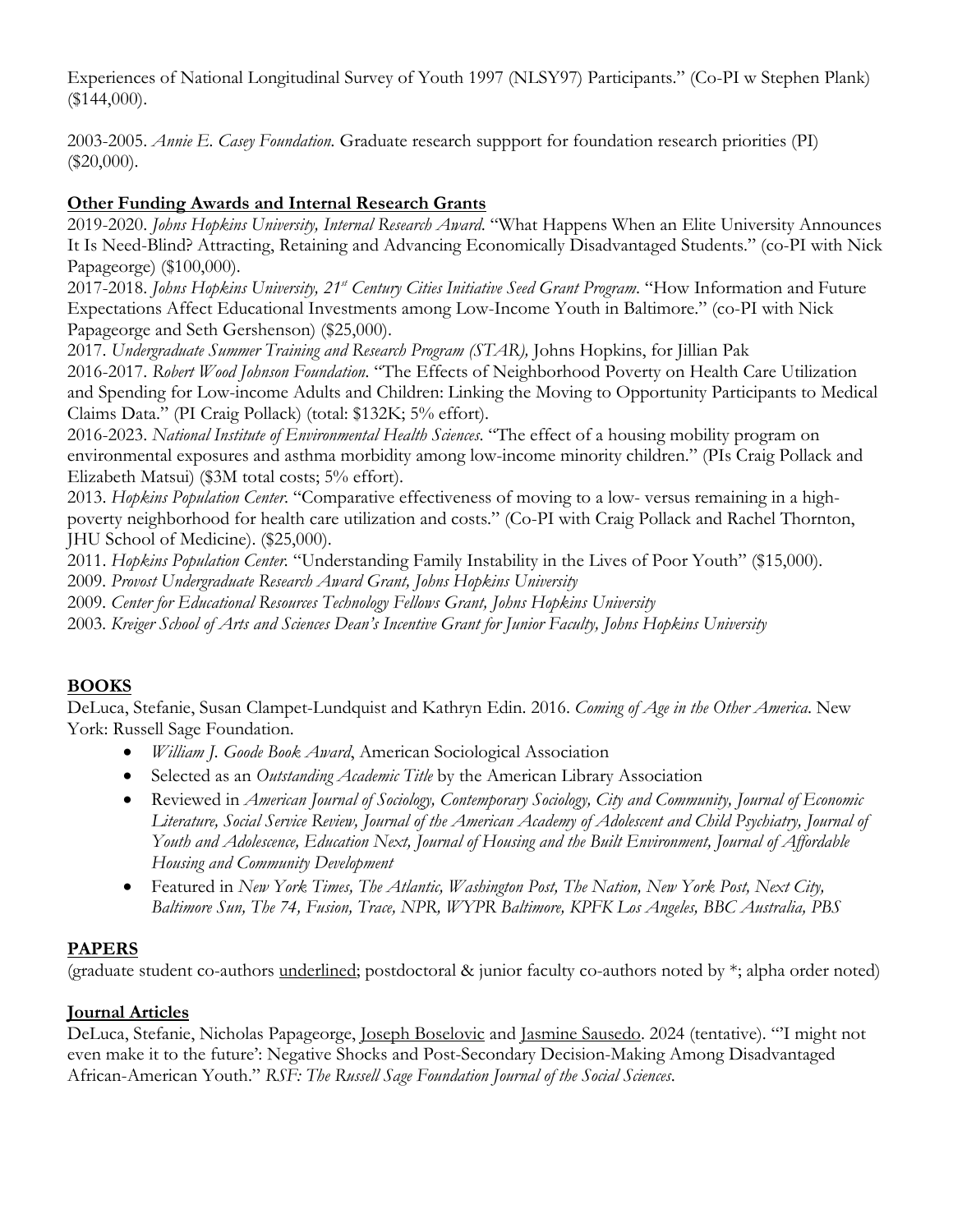Experiences of National Longitudinal Survey of Youth 1997 (NLSY97) Participants." (Co-PI w Stephen Plank) ($144,000).

2003-2005. *Annie E. Casey Foundation.* Graduate research suppport for foundation research priorities (PI) ($20,000).

## **Other Funding Awards and Internal Research Grants**

2019-2020. *Johns Hopkins University, Internal Research Award.* "What Happens When an Elite University Announces It Is Need-Blind? Attracting, Retaining and Advancing Economically Disadvantaged Students." (co-PI with Nick Papageorge) ($100,000).
2017-2018. *Johns Hopkins University, 21st Century Cities Initiative Seed Grant Program.* "How Information and Future Expectations Affect Educational Investments among Low-Income Youth in Baltimore." (co-PI with Nick Papageorge and Seth Gershenson) ($25,000).
2017. *Undergraduate Summer Training and Research Program (STAR),* Johns Hopkins, for Jillian Pak
2016-2017. *Robert Wood Johnson Foundation.* "The Effects of Neighborhood Poverty on Health Care Utilization and Spending for Low-income Adults and Children: Linking the Moving to Opportunity Participants to Medical Claims Data." (PI Craig Pollack) (total: $132K; 5% effort).
2016-2023. *National Institute of Environmental Health Sciences.* "The effect of a housing mobility program on environmental exposures and asthma morbidity among low-income minority children." (PIs Craig Pollack and Elizabeth Matsui) ($3M total costs; 5% effort).
2013. *Hopkins Population Center.* "Comparative effectiveness of moving to a low- versus remaining in a high-poverty neighborhood for health care utilization and costs." (Co-PI with Craig Pollack and Rachel Thornton, JHU School of Medicine). ($25,000).
2011. *Hopkins Population Center.* "Understanding Family Instability in the Lives of Poor Youth" ($15,000).
2009. *Provost Undergraduate Research Award Grant, Johns Hopkins University*
2009. *Center for Educational Resources Technology Fellows Grant, Johns Hopkins University*
2003. *Kreiger School of Arts and Sciences Dean's Incentive Grant for Junior Faculty, Johns Hopkins University*

## **BOOKS**

DeLuca, Stefanie, Susan Clampet-Lundquist and Kathryn Edin. 2016. *Coming of Age in the Other America*. New York: Russell Sage Foundation.

- *William J. Goode Book Award*, American Sociological Association
- Selected as an *Outstanding Academic Title* by the American Library Association
- Reviewed in *American Journal of Sociology, Contemporary Sociology, City and Community, Journal of Economic Literature, Social Service Review, Journal of the American Academy of Adolescent and Child Psychiatry, Journal of Youth and Adolescence, Education Next, Journal of Housing and the Built Environment, Journal of Affordable Housing and Community Development*
- Featured in *New York Times, The Atlantic, Washington Post, The Nation, New York Post, Next City, Baltimore Sun, The 74, Fusion, Trace, NPR, WYPR Baltimore, KPFK Los Angeles, BBC Australia, PBS*

## **PAPERS**

(graduate student co-authors <u>underlined</u>; postdoctoral & junior faculty co-authors noted by *; alpha order noted)

### **Journal Articles**

DeLuca, Stefanie, Nicholas Papageorge, <u>Joseph Boselovic</u> and <u>Jasmine Sausedo</u>. 2024 (tentative). "'I might not even make it to the future': Negative Shocks and Post-Secondary Decision-Making Among Disadvantaged African-American Youth." *RSF: The Russell Sage Foundation Journal of the Social Sciences.*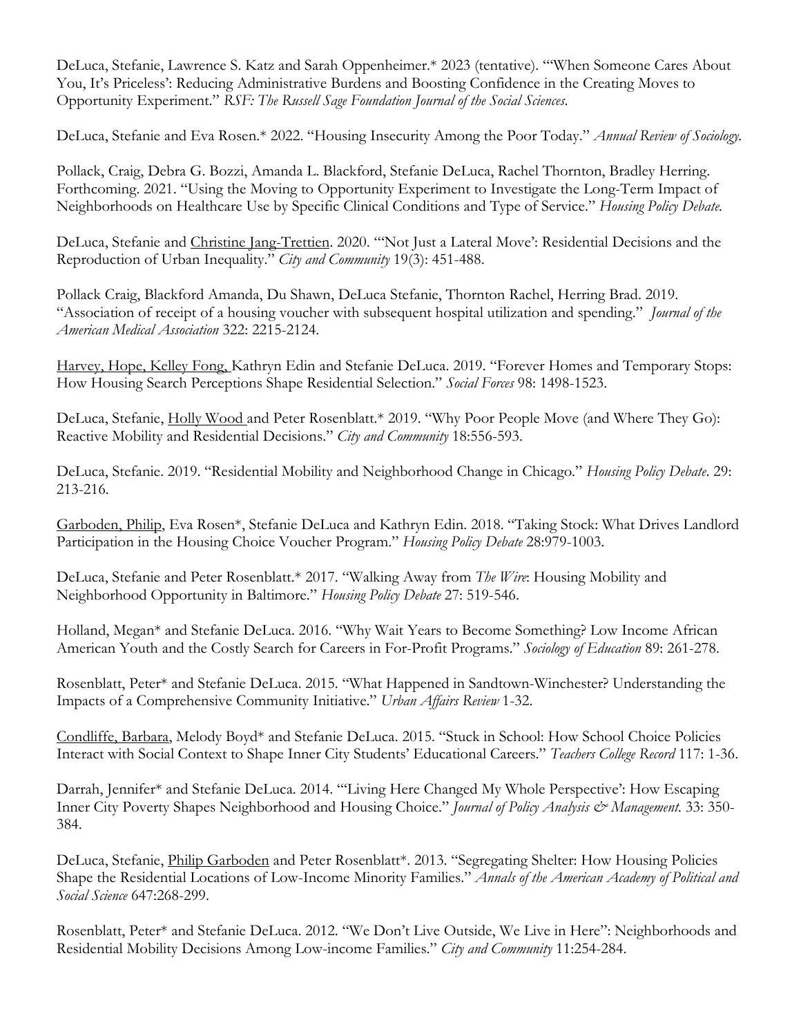DeLuca, Stefanie, Lawrence S. Katz and Sarah Oppenheimer.* 2023 (tentative). "'When Someone Cares About You, It's Priceless': Reducing Administrative Burdens and Boosting Confidence in the Creating Moves to Opportunity Experiment." *RSF: The Russell Sage Foundation Journal of the Social Sciences*.

DeLuca, Stefanie and Eva Rosen.* 2022. "Housing Insecurity Among the Poor Today." *Annual Review of Sociology.*

Pollack, Craig, Debra G. Bozzi, Amanda L. Blackford, Stefanie DeLuca, Rachel Thornton, Bradley Herring. Forthcoming. 2021. "Using the Moving to Opportunity Experiment to Investigate the Long-Term Impact of Neighborhoods on Healthcare Use by Specific Clinical Conditions and Type of Service." *Housing Policy Debate.*

DeLuca, Stefanie and <u>Christine Jang-Trettien</u>. 2020. "'Not Just a Lateral Move': Residential Decisions and the Reproduction of Urban Inequality." *City and Community* 19(3): 451-488.

Pollack Craig, Blackford Amanda, Du Shawn, DeLuca Stefanie, Thornton Rachel, Herring Brad. 2019. "Association of receipt of a housing voucher with subsequent hospital utilization and spending." *Journal of the American Medical Association* 322: 2215-2124.

<u>Harvey, Hope, Kelley Fong,</u> Kathryn Edin and Stefanie DeLuca. 2019. "Forever Homes and Temporary Stops: How Housing Search Perceptions Shape Residential Selection." *Social Forces* 98: 1498-1523.

DeLuca, Stefanie, <u>Holly Wood</u> and Peter Rosenblatt.* 2019. "Why Poor People Move (and Where They Go): Reactive Mobility and Residential Decisions." *City and Community* 18:556-593.

DeLuca, Stefanie. 2019. "Residential Mobility and Neighborhood Change in Chicago." *Housing Policy Debate*. 29: 213-216.

<u>Garboden, Philip</u>, Eva Rosen*, Stefanie DeLuca and Kathryn Edin. 2018. "Taking Stock: What Drives Landlord Participation in the Housing Choice Voucher Program." *Housing Policy Debate* 28:979-1003.

DeLuca, Stefanie and Peter Rosenblatt.* 2017. "Walking Away from *The Wire*: Housing Mobility and Neighborhood Opportunity in Baltimore." *Housing Policy Debate* 27: 519-546.

Holland, Megan* and Stefanie DeLuca. 2016. "Why Wait Years to Become Something? Low Income African American Youth and the Costly Search for Careers in For-Profit Programs." *Sociology of Education* 89: 261-278.

Rosenblatt, Peter* and Stefanie DeLuca. 2015. "What Happened in Sandtown-Winchester? Understanding the Impacts of a Comprehensive Community Initiative." *Urban Affairs Review* 1-32.

<u>Condliffe, Barbara</u>, Melody Boyd* and Stefanie DeLuca. 2015. "Stuck in School: How School Choice Policies Interact with Social Context to Shape Inner City Students' Educational Careers." *Teachers College Record* 117: 1-36.

Darrah, Jennifer* and Stefanie DeLuca. 2014. "'Living Here Changed My Whole Perspective': How Escaping Inner City Poverty Shapes Neighborhood and Housing Choice." *Journal of Policy Analysis & Management.* 33: 350-384.

DeLuca, Stefanie, <u>Philip Garboden</u> and Peter Rosenblatt*. 2013. "Segregating Shelter: How Housing Policies Shape the Residential Locations of Low-Income Minority Families." *Annals of the American Academy of Political and Social Science* 647:268-299.

Rosenblatt, Peter* and Stefanie DeLuca. 2012. "We Don't Live Outside, We Live in Here": Neighborhoods and Residential Mobility Decisions Among Low-income Families." *City and Community* 11:254-284.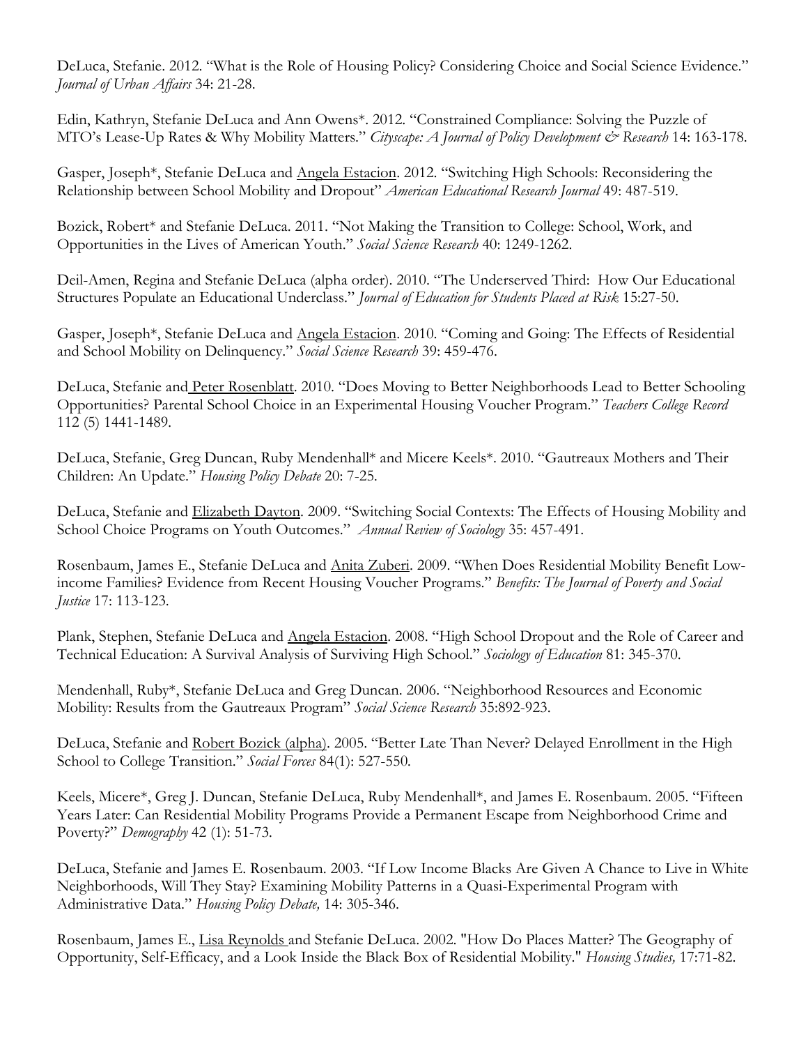DeLuca, Stefanie. 2012. "What is the Role of Housing Policy? Considering Choice and Social Science Evidence." *Journal of Urban Affairs* 34: 21-28.

Edin, Kathryn, Stefanie DeLuca and Ann Owens*. 2012. "Constrained Compliance: Solving the Puzzle of MTO's Lease-Up Rates & Why Mobility Matters." *Cityscape: A Journal of Policy Development & Research* 14: 163-178.

Gasper, Joseph*, Stefanie DeLuca and Angela Estacion. 2012. "Switching High Schools: Reconsidering the Relationship between School Mobility and Dropout" *American Educational Research Journal* 49: 487-519.

Bozick, Robert* and Stefanie DeLuca. 2011. "Not Making the Transition to College: School, Work, and Opportunities in the Lives of American Youth." *Social Science Research* 40: 1249-1262.

Deil-Amen, Regina and Stefanie DeLuca (alpha order). 2010. "The Underserved Third: How Our Educational Structures Populate an Educational Underclass." *Journal of Education for Students Placed at Risk* 15:27-50.

Gasper, Joseph*, Stefanie DeLuca and Angela Estacion. 2010. "Coming and Going: The Effects of Residential and School Mobility on Delinquency." *Social Science Research* 39: 459-476.

DeLuca, Stefanie and Peter Rosenblatt. 2010. "Does Moving to Better Neighborhoods Lead to Better Schooling Opportunities? Parental School Choice in an Experimental Housing Voucher Program." *Teachers College Record* 112 (5) 1441-1489.

DeLuca, Stefanie, Greg Duncan, Ruby Mendenhall* and Micere Keels*. 2010. "Gautreaux Mothers and Their Children: An Update." *Housing Policy Debate* 20: 7-25.

DeLuca, Stefanie and Elizabeth Dayton. 2009. "Switching Social Contexts: The Effects of Housing Mobility and School Choice Programs on Youth Outcomes." *Annual Review of Sociology* 35: 457-491.

Rosenbaum, James E., Stefanie DeLuca and Anita Zuberi. 2009. "When Does Residential Mobility Benefit Low-income Families? Evidence from Recent Housing Voucher Programs." *Benefits: The Journal of Poverty and Social Justice* 17: 113-123.

Plank, Stephen, Stefanie DeLuca and Angela Estacion. 2008. "High School Dropout and the Role of Career and Technical Education: A Survival Analysis of Surviving High School." *Sociology of Education* 81: 345-370.

Mendenhall, Ruby*, Stefanie DeLuca and Greg Duncan. 2006. "Neighborhood Resources and Economic Mobility: Results from the Gautreaux Program" *Social Science Research* 35:892-923.

DeLuca, Stefanie and Robert Bozick (alpha). 2005. "Better Late Than Never? Delayed Enrollment in the High School to College Transition." *Social Forces* 84(1): 527-550.

Keels, Micere*, Greg J. Duncan, Stefanie DeLuca, Ruby Mendenhall*, and James E. Rosenbaum. 2005. "Fifteen Years Later: Can Residential Mobility Programs Provide a Permanent Escape from Neighborhood Crime and Poverty?" *Demography* 42 (1): 51-73.

DeLuca, Stefanie and James E. Rosenbaum. 2003. "If Low Income Blacks Are Given A Chance to Live in White Neighborhoods, Will They Stay? Examining Mobility Patterns in a Quasi-Experimental Program with Administrative Data." *Housing Policy Debate,* 14: 305-346.

Rosenbaum, James E., Lisa Reynolds and Stefanie DeLuca. 2002. "How Do Places Matter? The Geography of Opportunity, Self-Efficacy, and a Look Inside the Black Box of Residential Mobility." *Housing Studies,* 17:71-82.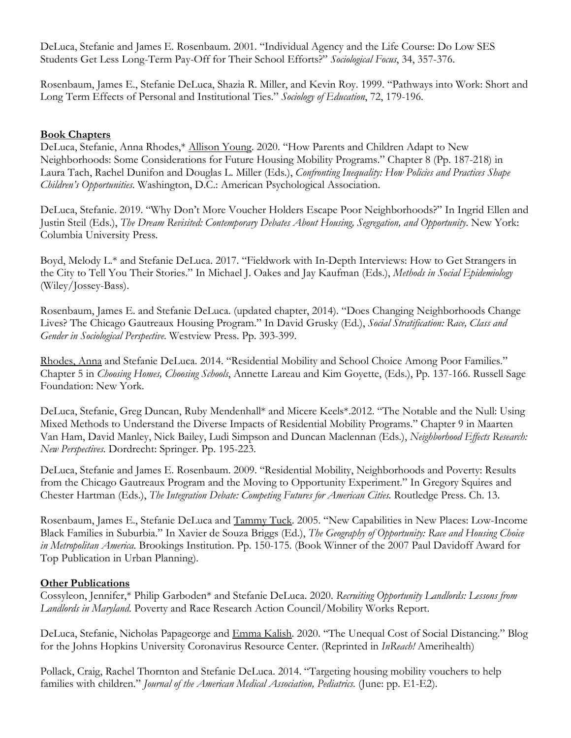DeLuca, Stefanie and James E. Rosenbaum. 2001. "Individual Agency and the Life Course: Do Low SES Students Get Less Long-Term Pay-Off for Their School Efforts?" *Sociological Focus*, 34, 357-376.

Rosenbaum, James E., Stefanie DeLuca, Shazia R. Miller, and Kevin Roy. 1999. "Pathways into Work: Short and Long Term Effects of Personal and Institutional Ties." *Sociology of Education*, 72, 179-196.

## Book Chapters

DeLuca, Stefanie, Anna Rhodes,* Allison Young. 2020. "How Parents and Children Adapt to New Neighborhoods: Some Considerations for Future Housing Mobility Programs." Chapter 8 (Pp. 187-218) in Laura Tach, Rachel Dunifon and Douglas L. Miller (Eds.), *Confronting Inequality: How Policies and Practices Shape Children's Opportunities*. Washington, D.C.: American Psychological Association.

DeLuca, Stefanie. 2019. "Why Don't More Voucher Holders Escape Poor Neighborhoods?" In Ingrid Ellen and Justin Steil (Eds.), *The Dream Revisited: Contemporary Debates About Housing, Segregation, and Opportunity*. New York: Columbia University Press.

Boyd, Melody L.* and Stefanie DeLuca. 2017. "Fieldwork with In-Depth Interviews: How to Get Strangers in the City to Tell You Their Stories." In Michael J. Oakes and Jay Kaufman (Eds.), *Methods in Social Epidemiology* (Wiley/Jossey-Bass).

Rosenbaum, James E. and Stefanie DeLuca. (updated chapter, 2014). "Does Changing Neighborhoods Change Lives? The Chicago Gautreaux Housing Program." In David Grusky (Ed.), *Social Stratification: Race, Class and Gender in Sociological Perspective*. Westview Press. Pp. 393-399.

Rhodes, Anna and Stefanie DeLuca. 2014. "Residential Mobility and School Choice Among Poor Families." Chapter 5 in *Choosing Homes, Choosing Schools*, Annette Lareau and Kim Goyette, (Eds.), Pp. 137-166. Russell Sage Foundation: New York.

DeLuca, Stefanie, Greg Duncan, Ruby Mendenhall* and Micere Keels*.2012. "The Notable and the Null: Using Mixed Methods to Understand the Diverse Impacts of Residential Mobility Programs." Chapter 9 in Maarten Van Ham, David Manley, Nick Bailey, Ludi Simpson and Duncan Maclennan (Eds.), *Neighborhood Effects Research: New Perspectives*. Dordrecht: Springer. Pp. 195-223.

DeLuca, Stefanie and James E. Rosenbaum. 2009. "Residential Mobility, Neighborhoods and Poverty: Results from the Chicago Gautreaux Program and the Moving to Opportunity Experiment." In Gregory Squires and Chester Hartman (Eds.), *The Integration Debate: Competing Futures for American Cities*. Routledge Press. Ch. 13.

Rosenbaum, James E., Stefanie DeLuca and Tammy Tuck. 2005. "New Capabilities in New Places: Low-Income Black Families in Suburbia." In Xavier de Souza Briggs (Ed.), *The Geography of Opportunity: Race and Housing Choice in Metropolitan America*. Brookings Institution. Pp. 150-175. (Book Winner of the 2007 Paul Davidoff Award for Top Publication in Urban Planning).

## Other Publications

Cossyleon, Jennifer,* Philip Garboden* and Stefanie DeLuca. 2020. *Recruiting Opportunity Landlords: Lessons from Landlords in Maryland*. Poverty and Race Research Action Council/Mobility Works Report.

DeLuca, Stefanie, Nicholas Papageorge and Emma Kalish. 2020. "The Unequal Cost of Social Distancing." Blog for the Johns Hopkins University Coronavirus Resource Center. (Reprinted in *InReach!* Amerihealth)

Pollack, Craig, Rachel Thornton and Stefanie DeLuca. 2014. "Targeting housing mobility vouchers to help families with children." *Journal of the American Medical Association, Pediatrics.* (June: pp. E1-E2).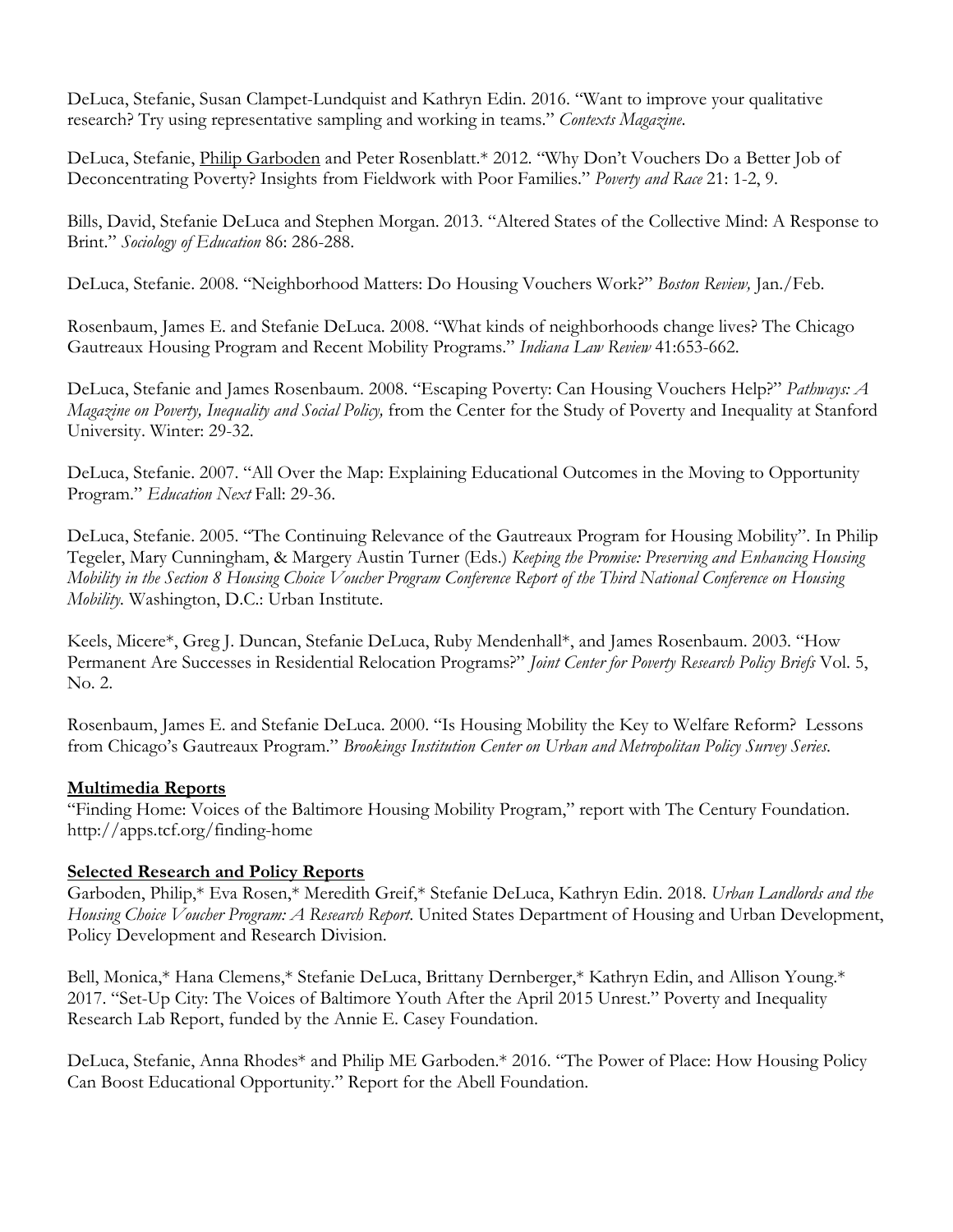DeLuca, Stefanie, Susan Clampet-Lundquist and Kathryn Edin. 2016. "Want to improve your qualitative research? Try using representative sampling and working in teams." *Contexts Magazine*.

DeLuca, Stefanie, Philip Garboden and Peter Rosenblatt.* 2012. "Why Don't Vouchers Do a Better Job of Deconcentrating Poverty? Insights from Fieldwork with Poor Families." *Poverty and Race* 21: 1-2, 9.

Bills, David, Stefanie DeLuca and Stephen Morgan. 2013. "Altered States of the Collective Mind: A Response to Brint." *Sociology of Education* 86: 286-288.

DeLuca, Stefanie. 2008. "Neighborhood Matters: Do Housing Vouchers Work?" *Boston Review,* Jan./Feb.

Rosenbaum, James E. and Stefanie DeLuca. 2008. "What kinds of neighborhoods change lives? The Chicago Gautreaux Housing Program and Recent Mobility Programs." *Indiana Law Review* 41:653-662.

DeLuca, Stefanie and James Rosenbaum. 2008. "Escaping Poverty: Can Housing Vouchers Help?" *Pathways: A Magazine on Poverty, Inequality and Social Policy,* from the Center for the Study of Poverty and Inequality at Stanford University. Winter: 29-32.

DeLuca, Stefanie. 2007. "All Over the Map: Explaining Educational Outcomes in the Moving to Opportunity Program." *Education Next* Fall: 29-36.

DeLuca, Stefanie. 2005. "The Continuing Relevance of the Gautreaux Program for Housing Mobility". In Philip Tegeler, Mary Cunningham, & Margery Austin Turner (Eds.) *Keeping the Promise: Preserving and Enhancing Housing Mobility in the Section 8 Housing Choice Voucher Program Conference Report of the Third National Conference on Housing Mobility.* Washington, D.C.: Urban Institute.

Keels, Micere*, Greg J. Duncan, Stefanie DeLuca, Ruby Mendenhall*, and James Rosenbaum. 2003. "How Permanent Are Successes in Residential Relocation Programs?" *Joint Center for Poverty Research Policy Briefs* Vol. 5, No. 2.

Rosenbaum, James E. and Stefanie DeLuca. 2000. "Is Housing Mobility the Key to Welfare Reform? Lessons from Chicago's Gautreaux Program." *Brookings Institution Center on Urban and Metropolitan Policy Survey Series.*

**Multimedia Reports**

"Finding Home: Voices of the Baltimore Housing Mobility Program," report with The Century Foundation. http://apps.tcf.org/finding-home

**Selected Research and Policy Reports**

Garboden, Philip,* Eva Rosen,* Meredith Greif,* Stefanie DeLuca, Kathryn Edin. 2018. *Urban Landlords and the Housing Choice Voucher Program: A Research Report.* United States Department of Housing and Urban Development, Policy Development and Research Division.

Bell, Monica,* Hana Clemens,* Stefanie DeLuca, Brittany Dernberger,* Kathryn Edin, and Allison Young.* 2017. "Set-Up City: The Voices of Baltimore Youth After the April 2015 Unrest." Poverty and Inequality Research Lab Report, funded by the Annie E. Casey Foundation.

DeLuca, Stefanie, Anna Rhodes* and Philip ME Garboden.* 2016. "The Power of Place: How Housing Policy Can Boost Educational Opportunity." Report for the Abell Foundation.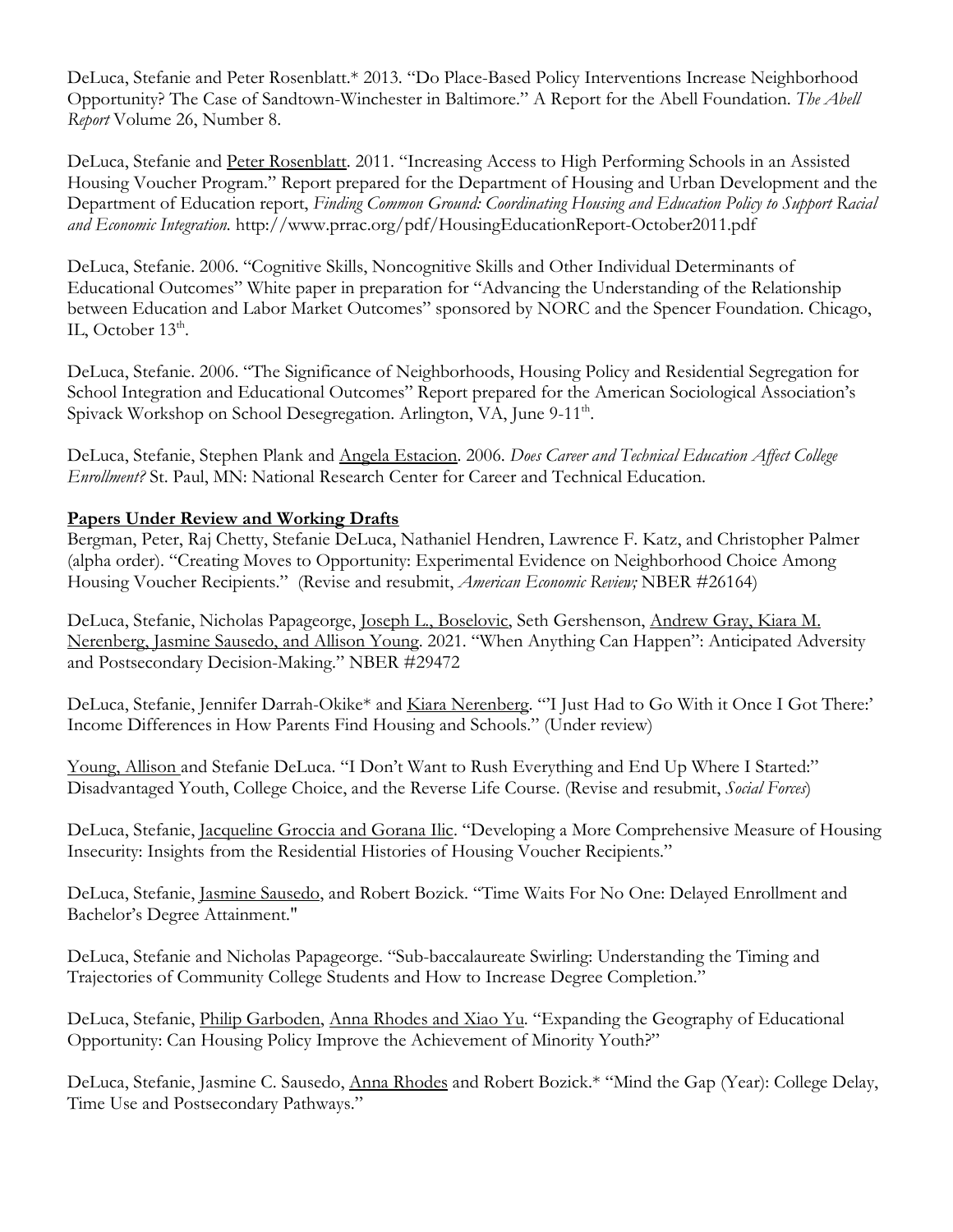DeLuca, Stefanie and Peter Rosenblatt.* 2013. "Do Place-Based Policy Interventions Increase Neighborhood Opportunity? The Case of Sandtown-Winchester in Baltimore." A Report for the Abell Foundation. *The Abell Report* Volume 26, Number 8.

DeLuca, Stefanie and Peter Rosenblatt. 2011. "Increasing Access to High Performing Schools in an Assisted Housing Voucher Program." Report prepared for the Department of Housing and Urban Development and the Department of Education report, *Finding Common Ground: Coordinating Housing and Education Policy to Support Racial and Economic Integration.* http://www.prrac.org/pdf/HousingEducationReport-October2011.pdf

DeLuca, Stefanie. 2006. "Cognitive Skills, Noncognitive Skills and Other Individual Determinants of Educational Outcomes" White paper in preparation for "Advancing the Understanding of the Relationship between Education and Labor Market Outcomes" sponsored by NORC and the Spencer Foundation. Chicago, IL, October 13th.

DeLuca, Stefanie. 2006. "The Significance of Neighborhoods, Housing Policy and Residential Segregation for School Integration and Educational Outcomes" Report prepared for the American Sociological Association's Spivack Workshop on School Desegregation. Arlington, VA, June 9-11th.

DeLuca, Stefanie, Stephen Plank and Angela Estacion. 2006. *Does Career and Technical Education Affect College Enrollment?* St. Paul, MN: National Research Center for Career and Technical Education.

**Papers Under Review and Working Drafts**

Bergman, Peter, Raj Chetty, Stefanie DeLuca, Nathaniel Hendren, Lawrence F. Katz, and Christopher Palmer (alpha order). "Creating Moves to Opportunity: Experimental Evidence on Neighborhood Choice Among Housing Voucher Recipients." (Revise and resubmit, *American Economic Review;* NBER #26164)

DeLuca, Stefanie, Nicholas Papageorge, Joseph L., Boselovic, Seth Gershenson, Andrew Gray, Kiara M. Nerenberg, Jasmine Sausedo, and Allison Young. 2021. "When Anything Can Happen": Anticipated Adversity and Postsecondary Decision-Making." NBER #29472

DeLuca, Stefanie, Jennifer Darrah-Okike* and Kiara Nerenberg. "'I Just Had to Go With it Once I Got There:' Income Differences in How Parents Find Housing and Schools." (Under review)

Young, Allison and Stefanie DeLuca. "I Don't Want to Rush Everything and End Up Where I Started:" Disadvantaged Youth, College Choice, and the Reverse Life Course. (Revise and resubmit, *Social Forces*)

DeLuca, Stefanie, Jacqueline Groccia and Gorana Ilic. "Developing a More Comprehensive Measure of Housing Insecurity: Insights from the Residential Histories of Housing Voucher Recipients."

DeLuca, Stefanie, Jasmine Sausedo, and Robert Bozick. "Time Waits For No One: Delayed Enrollment and Bachelor's Degree Attainment."

DeLuca, Stefanie and Nicholas Papageorge. "Sub-baccalaureate Swirling: Understanding the Timing and Trajectories of Community College Students and How to Increase Degree Completion."

DeLuca, Stefanie, Philip Garboden, Anna Rhodes and Xiao Yu. "Expanding the Geography of Educational Opportunity: Can Housing Policy Improve the Achievement of Minority Youth?"

DeLuca, Stefanie, Jasmine C. Sausedo, Anna Rhodes and Robert Bozick.* "Mind the Gap (Year): College Delay, Time Use and Postsecondary Pathways."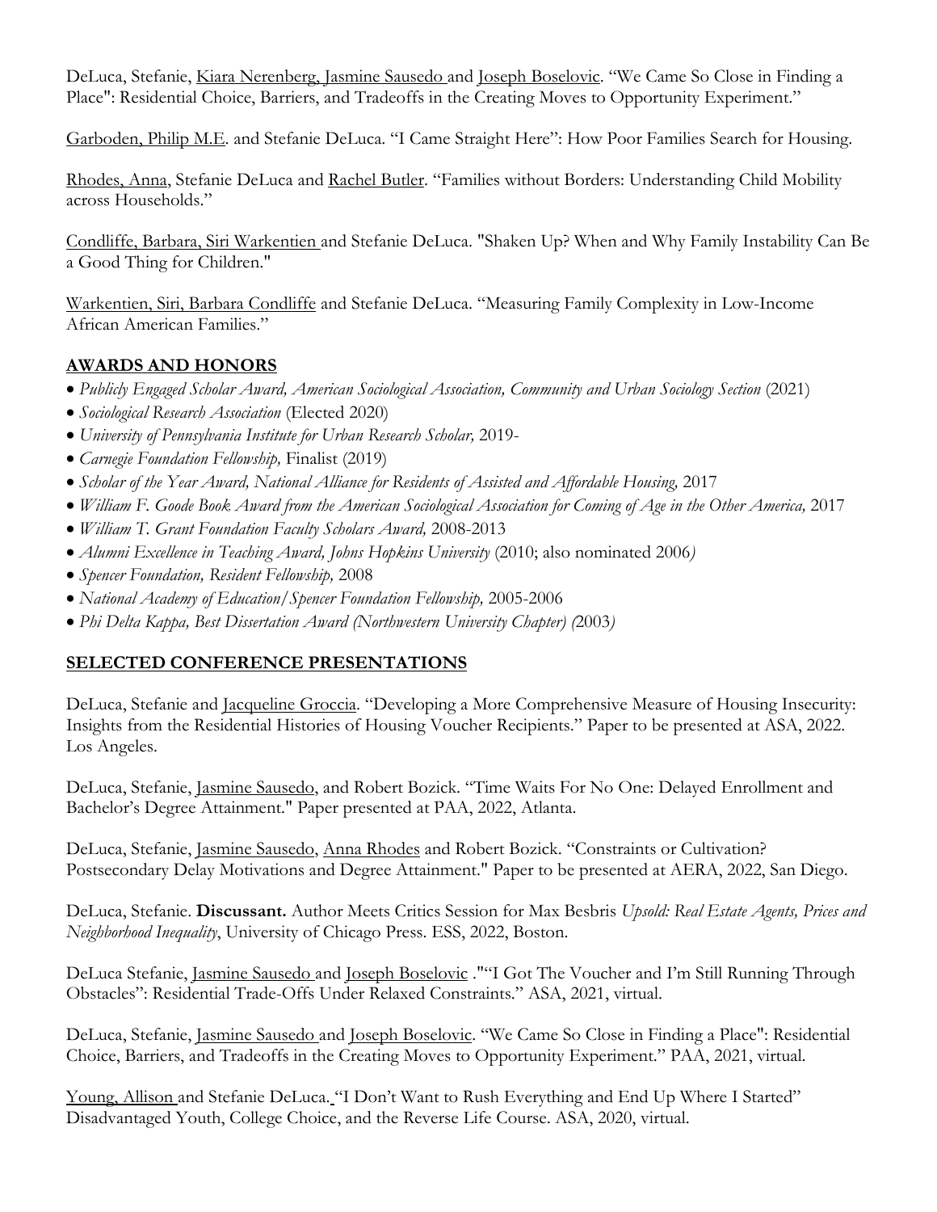DeLuca, Stefanie, Kiara Nerenberg, Jasmine Sausedo and Joseph Boselovic. "We Came So Close in Finding a Place": Residential Choice, Barriers, and Tradeoffs in the Creating Moves to Opportunity Experiment."

Garboden, Philip M.E. and Stefanie DeLuca. "I Came Straight Here": How Poor Families Search for Housing.

Rhodes, Anna, Stefanie DeLuca and Rachel Butler. "Families without Borders: Understanding Child Mobility across Households."

Condliffe, Barbara, Siri Warkentien and Stefanie DeLuca. "Shaken Up? When and Why Family Instability Can Be a Good Thing for Children."

Warkentien, Siri, Barbara Condliffe and Stefanie DeLuca. "Measuring Family Complexity in Low-Income African American Families."

## AWARDS AND HONORS

- *Publicly Engaged Scholar Award, American Sociological Association, Community and Urban Sociology Section* (2021)
- *Sociological Research Association* (Elected 2020)
- *University of Pennsylvania Institute for Urban Research Scholar,* 2019-
- *Carnegie Foundation Fellowship,* Finalist (2019)
- *Scholar of the Year Award, National Alliance for Residents of Assisted and Affordable Housing,* 2017
- *William F. Goode Book Award from the American Sociological Association for Coming of Age in the Other America,* 2017
- *William T. Grant Foundation Faculty Scholars Award,* 2008-2013
- *Alumni Excellence in Teaching Award, Johns Hopkins University* (2010; also nominated 2006*)*
- *Spencer Foundation, Resident Fellowship,* 2008
- *National Academy of Education/Spencer Foundation Fellowship,* 2005-2006
- *Phi Delta Kappa, Best Dissertation Award (Northwestern University Chapter) (*2003*)*

## SELECTED CONFERENCE PRESENTATIONS

DeLuca, Stefanie and Jacqueline Groccia. "Developing a More Comprehensive Measure of Housing Insecurity: Insights from the Residential Histories of Housing Voucher Recipients." Paper to be presented at ASA, 2022. Los Angeles.

DeLuca, Stefanie, Jasmine Sausedo, and Robert Bozick. "Time Waits For No One: Delayed Enrollment and Bachelor's Degree Attainment." Paper presented at PAA, 2022, Atlanta.

DeLuca, Stefanie, Jasmine Sausedo, Anna Rhodes and Robert Bozick. "Constraints or Cultivation? Postsecondary Delay Motivations and Degree Attainment." Paper to be presented at AERA, 2022, San Diego.

DeLuca, Stefanie. **Discussant.** Author Meets Critics Session for Max Besbris *Upsold: Real Estate Agents, Prices and Neighborhood Inequality*, University of Chicago Press. ESS, 2022, Boston.

DeLuca Stefanie, Jasmine Sausedo and Joseph Boselovic ."“I Got The Voucher and I'm Still Running Through Obstacles": Residential Trade-Offs Under Relaxed Constraints." ASA, 2021, virtual.

DeLuca, Stefanie, Jasmine Sausedo and Joseph Boselovic. "We Came So Close in Finding a Place": Residential Choice, Barriers, and Tradeoffs in the Creating Moves to Opportunity Experiment." PAA, 2021, virtual.

Young, Allison and Stefanie DeLuca. "I Don't Want to Rush Everything and End Up Where I Started" Disadvantaged Youth, College Choice, and the Reverse Life Course. ASA, 2020, virtual.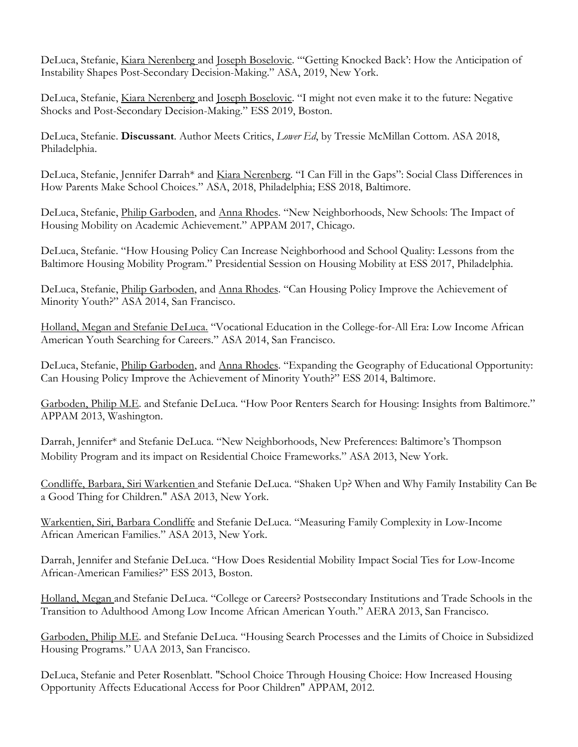DeLuca, Stefanie, Kiara Nerenberg and Joseph Boselovic. "'Getting Knocked Back': How the Anticipation of Instability Shapes Post-Secondary Decision-Making." ASA, 2019, New York.

DeLuca, Stefanie, Kiara Nerenberg and Joseph Boselovic. "I might not even make it to the future: Negative Shocks and Post-Secondary Decision-Making." ESS 2019, Boston.

DeLuca, Stefanie. **Discussant**. Author Meets Critics, *Lower Ed*, by Tressie McMillan Cottom. ASA 2018, Philadelphia.

DeLuca, Stefanie, Jennifer Darrah* and Kiara Nerenberg. "I Can Fill in the Gaps": Social Class Differences in How Parents Make School Choices." ASA, 2018, Philadelphia; ESS 2018, Baltimore.

DeLuca, Stefanie, Philip Garboden, and Anna Rhodes. "New Neighborhoods, New Schools: The Impact of Housing Mobility on Academic Achievement." APPAM 2017, Chicago.

DeLuca, Stefanie. "How Housing Policy Can Increase Neighborhood and School Quality: Lessons from the Baltimore Housing Mobility Program." Presidential Session on Housing Mobility at ESS 2017, Philadelphia.

DeLuca, Stefanie, Philip Garboden, and Anna Rhodes. "Can Housing Policy Improve the Achievement of Minority Youth?" ASA 2014, San Francisco.

Holland, Megan and Stefanie DeLuca. "Vocational Education in the College-for-All Era: Low Income African American Youth Searching for Careers." ASA 2014, San Francisco.

DeLuca, Stefanie, Philip Garboden, and Anna Rhodes. "Expanding the Geography of Educational Opportunity: Can Housing Policy Improve the Achievement of Minority Youth?" ESS 2014, Baltimore.

Garboden, Philip M.E. and Stefanie DeLuca. "How Poor Renters Search for Housing: Insights from Baltimore." APPAM 2013, Washington.

Darrah, Jennifer* and Stefanie DeLuca. "New Neighborhoods, New Preferences: Baltimore's Thompson Mobility Program and its impact on Residential Choice Frameworks." ASA 2013, New York.

Condliffe, Barbara, Siri Warkentien and Stefanie DeLuca. "Shaken Up? When and Why Family Instability Can Be a Good Thing for Children." ASA 2013, New York.

Warkentien, Siri, Barbara Condliffe and Stefanie DeLuca. "Measuring Family Complexity in Low-Income African American Families." ASA 2013, New York.

Darrah, Jennifer and Stefanie DeLuca. "How Does Residential Mobility Impact Social Ties for Low-Income African-American Families?" ESS 2013, Boston.

Holland, Megan and Stefanie DeLuca. "College or Careers? Postsecondary Institutions and Trade Schools in the Transition to Adulthood Among Low Income African American Youth." AERA 2013, San Francisco.

Garboden, Philip M.E. and Stefanie DeLuca. "Housing Search Processes and the Limits of Choice in Subsidized Housing Programs." UAA 2013, San Francisco.

DeLuca, Stefanie and Peter Rosenblatt. "School Choice Through Housing Choice: How Increased Housing Opportunity Affects Educational Access for Poor Children" APPAM, 2012.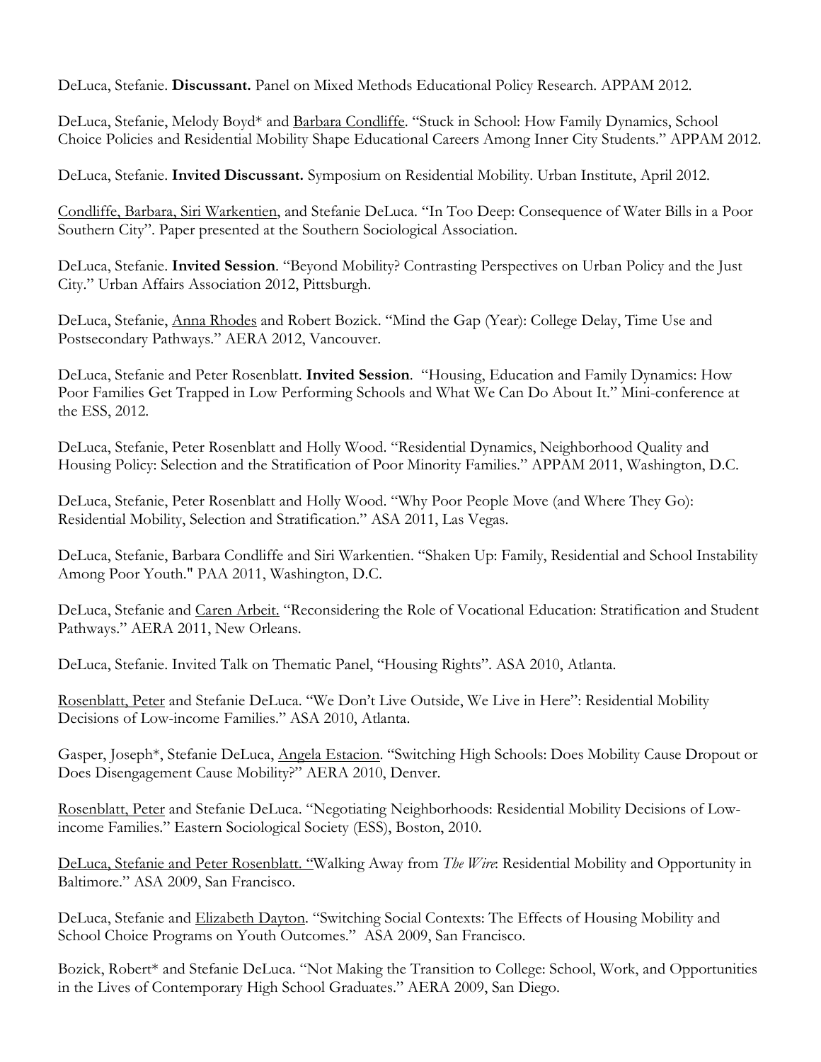DeLuca, Stefanie. **Discussant.** Panel on Mixed Methods Educational Policy Research. APPAM 2012.

DeLuca, Stefanie, Melody Boyd* and <u>Barbara Condliffe</u>. "Stuck in School: How Family Dynamics, School Choice Policies and Residential Mobility Shape Educational Careers Among Inner City Students." APPAM 2012.

DeLuca, Stefanie. **Invited Discussant.** Symposium on Residential Mobility. Urban Institute, April 2012.

<u>Condliffe, Barbara, Siri Warkentien</u>, and Stefanie DeLuca. "In Too Deep: Consequence of Water Bills in a Poor Southern City". Paper presented at the Southern Sociological Association.

DeLuca, Stefanie. **Invited Session**. "Beyond Mobility? Contrasting Perspectives on Urban Policy and the Just City." Urban Affairs Association 2012, Pittsburgh.

DeLuca, Stefanie, <u>Anna Rhodes</u> and Robert Bozick. "Mind the Gap (Year): College Delay, Time Use and Postsecondary Pathways." AERA 2012, Vancouver.

DeLuca, Stefanie and Peter Rosenblatt. **Invited Session**. "Housing, Education and Family Dynamics: How Poor Families Get Trapped in Low Performing Schools and What We Can Do About It." Mini-conference at the ESS, 2012.

DeLuca, Stefanie, Peter Rosenblatt and Holly Wood. "Residential Dynamics, Neighborhood Quality and Housing Policy: Selection and the Stratification of Poor Minority Families." APPAM 2011, Washington, D.C.

DeLuca, Stefanie, Peter Rosenblatt and Holly Wood. "Why Poor People Move (and Where They Go): Residential Mobility, Selection and Stratification." ASA 2011, Las Vegas.

DeLuca, Stefanie, Barbara Condliffe and Siri Warkentien. "Shaken Up: Family, Residential and School Instability Among Poor Youth." PAA 2011, Washington, D.C.

DeLuca, Stefanie and <u>Caren Arbeit.</u> "Reconsidering the Role of Vocational Education: Stratification and Student Pathways." AERA 2011, New Orleans.

DeLuca, Stefanie. Invited Talk on Thematic Panel, "Housing Rights". ASA 2010, Atlanta.

<u>Rosenblatt, Peter</u> and Stefanie DeLuca. "We Don't Live Outside, We Live in Here": Residential Mobility Decisions of Low-income Families." ASA 2010, Atlanta.

Gasper, Joseph*, Stefanie DeLuca, <u>Angela Estacion</u>. "Switching High Schools: Does Mobility Cause Dropout or Does Disengagement Cause Mobility?" AERA 2010, Denver.

<u>Rosenblatt, Peter</u> and Stefanie DeLuca. "Negotiating Neighborhoods: Residential Mobility Decisions of Low-income Families." Eastern Sociological Society (ESS), Boston, 2010.

<u>DeLuca, Stefanie and Peter Rosenblatt.</u> "Walking Away from *The Wire*: Residential Mobility and Opportunity in Baltimore." ASA 2009, San Francisco.

DeLuca, Stefanie and <u>Elizabeth Dayton</u>. "Switching Social Contexts: The Effects of Housing Mobility and School Choice Programs on Youth Outcomes." ASA 2009, San Francisco.

Bozick, Robert* and Stefanie DeLuca. "Not Making the Transition to College: School, Work, and Opportunities in the Lives of Contemporary High School Graduates." AERA 2009, San Diego.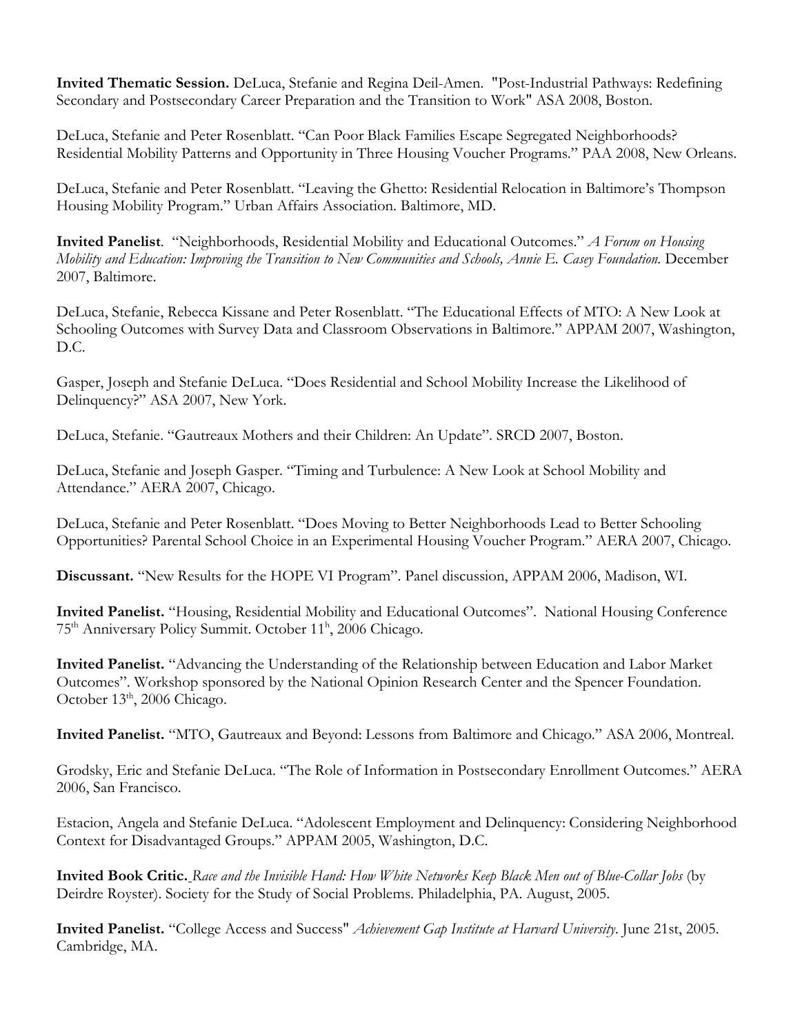**Invited Thematic Session.** DeLuca, Stefanie and Regina Deil-Amen. "Post-Industrial Pathways: Redefining Secondary and Postsecondary Career Preparation and the Transition to Work" ASA 2008, Boston.

DeLuca, Stefanie and Peter Rosenblatt. "Can Poor Black Families Escape Segregated Neighborhoods? Residential Mobility Patterns and Opportunity in Three Housing Voucher Programs." PAA 2008, New Orleans.

DeLuca, Stefanie and Peter Rosenblatt. "Leaving the Ghetto: Residential Relocation in Baltimore's Thompson Housing Mobility Program." Urban Affairs Association. Baltimore, MD.

**Invited Panelist**. "Neighborhoods, Residential Mobility and Educational Outcomes." *A Forum on Housing Mobility and Education: Improving the Transition to New Communities and Schools, Annie E. Casey Foundation.* December 2007, Baltimore.

DeLuca, Stefanie, Rebecca Kissane and Peter Rosenblatt. "The Educational Effects of MTO: A New Look at Schooling Outcomes with Survey Data and Classroom Observations in Baltimore." APPAM 2007, Washington, D.C.

Gasper, Joseph and Stefanie DeLuca. "Does Residential and School Mobility Increase the Likelihood of Delinquency?" ASA 2007, New York.

DeLuca, Stefanie. "Gautreaux Mothers and their Children: An Update". SRCD 2007, Boston.

DeLuca, Stefanie and Joseph Gasper. "Timing and Turbulence: A New Look at School Mobility and Attendance." AERA 2007, Chicago.

DeLuca, Stefanie and Peter Rosenblatt. "Does Moving to Better Neighborhoods Lead to Better Schooling Opportunities? Parental School Choice in an Experimental Housing Voucher Program." AERA 2007, Chicago.

**Discussant.** "New Results for the HOPE VI Program". Panel discussion, APPAM 2006, Madison, WI.

**Invited Panelist.** "Housing, Residential Mobility and Educational Outcomes". National Housing Conference 75th Anniversary Policy Summit. October 11th, 2006 Chicago.

**Invited Panelist.** "Advancing the Understanding of the Relationship between Education and Labor Market Outcomes". Workshop sponsored by the National Opinion Research Center and the Spencer Foundation. October 13th, 2006 Chicago.

**Invited Panelist.** "MTO, Gautreaux and Beyond: Lessons from Baltimore and Chicago." ASA 2006, Montreal.

Grodsky, Eric and Stefanie DeLuca. "The Role of Information in Postsecondary Enrollment Outcomes." AERA 2006, San Francisco.

Estacion, Angela and Stefanie DeLuca. "Adolescent Employment and Delinquency: Considering Neighborhood Context for Disadvantaged Groups." APPAM 2005, Washington, D.C.

**Invited Book Critic.** *Race and the Invisible Hand: How White Networks Keep Black Men out of Blue-Collar Jobs* (by Deirdre Royster). Society for the Study of Social Problems. Philadelphia, PA. August, 2005.

**Invited Panelist.** "College Access and Success" *Achievement Gap Institute at Harvard University.* June 21st, 2005. Cambridge, MA.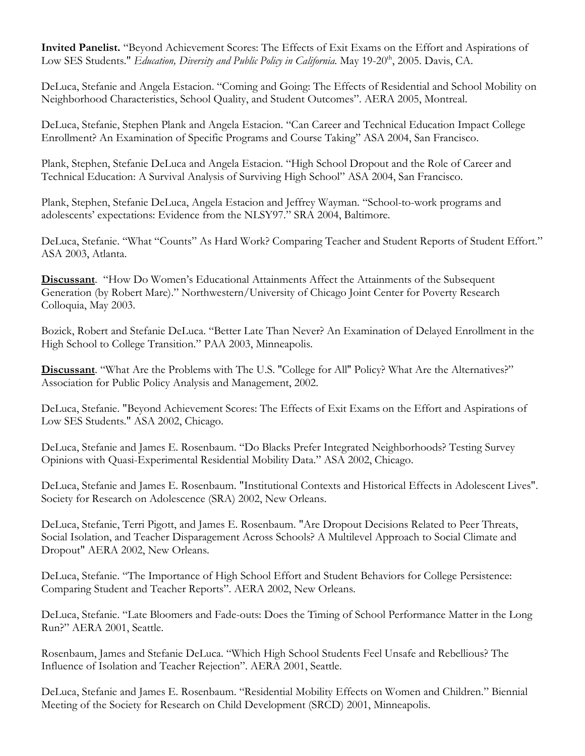**Invited Panelist.** "Beyond Achievement Scores: The Effects of Exit Exams on the Effort and Aspirations of Low SES Students." *Education, Diversity and Public Policy in California.* May 19-20th, 2005. Davis, CA.

DeLuca, Stefanie and Angela Estacion. "Coming and Going: The Effects of Residential and School Mobility on Neighborhood Characteristics, School Quality, and Student Outcomes". AERA 2005, Montreal.

DeLuca, Stefanie, Stephen Plank and Angela Estacion. "Can Career and Technical Education Impact College Enrollment? An Examination of Specific Programs and Course Taking" ASA 2004, San Francisco.

Plank, Stephen, Stefanie DeLuca and Angela Estacion. "High School Dropout and the Role of Career and Technical Education: A Survival Analysis of Surviving High School" ASA 2004, San Francisco.

Plank, Stephen, Stefanie DeLuca, Angela Estacion and Jeffrey Wayman. "School-to-work programs and adolescents' expectations: Evidence from the NLSY97." SRA 2004, Baltimore.

DeLuca, Stefanie. "What "Counts" As Hard Work? Comparing Teacher and Student Reports of Student Effort." ASA 2003, Atlanta.

**Discussant**. "How Do Women's Educational Attainments Affect the Attainments of the Subsequent Generation (by Robert Mare)." Northwestern/University of Chicago Joint Center for Poverty Research Colloquia, May 2003.

Bozick, Robert and Stefanie DeLuca. "Better Late Than Never? An Examination of Delayed Enrollment in the High School to College Transition." PAA 2003, Minneapolis.

**Discussant**. "What Are the Problems with The U.S. "College for All" Policy? What Are the Alternatives?" Association for Public Policy Analysis and Management, 2002.

DeLuca, Stefanie. "Beyond Achievement Scores: The Effects of Exit Exams on the Effort and Aspirations of Low SES Students." ASA 2002, Chicago.

DeLuca, Stefanie and James E. Rosenbaum. "Do Blacks Prefer Integrated Neighborhoods? Testing Survey Opinions with Quasi-Experimental Residential Mobility Data." ASA 2002, Chicago.

DeLuca, Stefanie and James E. Rosenbaum. "Institutional Contexts and Historical Effects in Adolescent Lives". Society for Research on Adolescence (SRA) 2002, New Orleans.

DeLuca, Stefanie, Terri Pigott, and James E. Rosenbaum. "Are Dropout Decisions Related to Peer Threats, Social Isolation, and Teacher Disparagement Across Schools? A Multilevel Approach to Social Climate and Dropout" AERA 2002, New Orleans.

DeLuca, Stefanie. "The Importance of High School Effort and Student Behaviors for College Persistence: Comparing Student and Teacher Reports". AERA 2002, New Orleans.

DeLuca, Stefanie. "Late Bloomers and Fade-outs: Does the Timing of School Performance Matter in the Long Run?" AERA 2001, Seattle.

Rosenbaum, James and Stefanie DeLuca. "Which High School Students Feel Unsafe and Rebellious? The Influence of Isolation and Teacher Rejection". AERA 2001, Seattle.

DeLuca, Stefanie and James E. Rosenbaum. "Residential Mobility Effects on Women and Children." Biennial Meeting of the Society for Research on Child Development (SRCD) 2001, Minneapolis.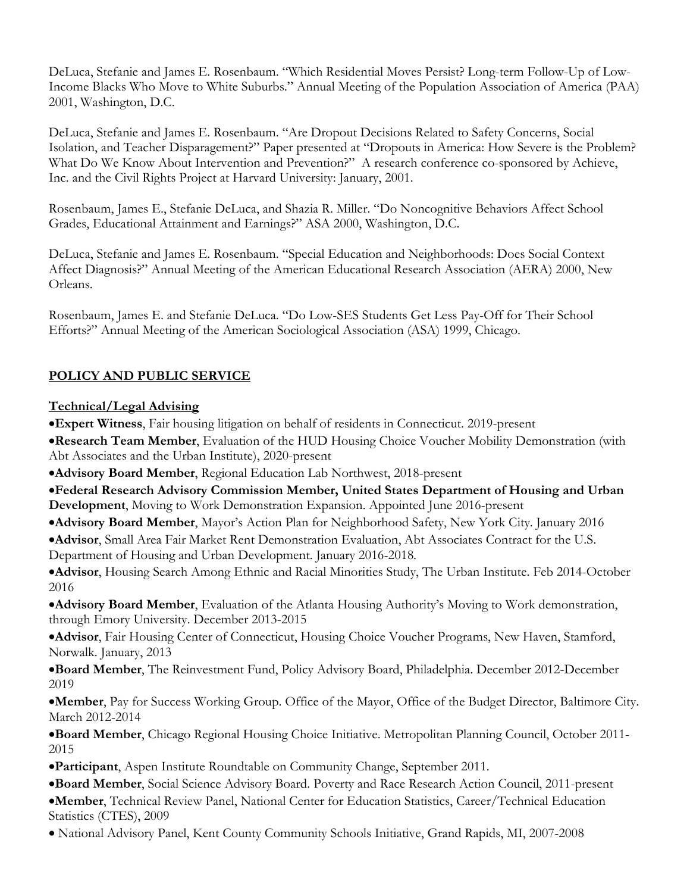DeLuca, Stefanie and James E. Rosenbaum. "Which Residential Moves Persist? Long-term Follow-Up of Low-Income Blacks Who Move to White Suburbs." Annual Meeting of the Population Association of America (PAA) 2001, Washington, D.C.

DeLuca, Stefanie and James E. Rosenbaum. "Are Dropout Decisions Related to Safety Concerns, Social Isolation, and Teacher Disparagement?" Paper presented at "Dropouts in America: How Severe is the Problem? What Do We Know About Intervention and Prevention?" A research conference co-sponsored by Achieve, Inc. and the Civil Rights Project at Harvard University: January, 2001.

Rosenbaum, James E., Stefanie DeLuca, and Shazia R. Miller. "Do Noncognitive Behaviors Affect School Grades, Educational Attainment and Earnings?" ASA 2000, Washington, D.C.

DeLuca, Stefanie and James E. Rosenbaum. "Special Education and Neighborhoods: Does Social Context Affect Diagnosis?" Annual Meeting of the American Educational Research Association (AERA) 2000, New Orleans.

Rosenbaum, James E. and Stefanie DeLuca. "Do Low-SES Students Get Less Pay-Off for Their School Efforts?" Annual Meeting of the American Sociological Association (ASA) 1999, Chicago.

## POLICY AND PUBLIC SERVICE

### Technical/Legal Advising

- **Expert Witness**, Fair housing litigation on behalf of residents in Connecticut. 2019-present
- **Research Team Member**, Evaluation of the HUD Housing Choice Voucher Mobility Demonstration (with Abt Associates and the Urban Institute), 2020-present
- **Advisory Board Member**, Regional Education Lab Northwest, 2018-present
- **Federal Research Advisory Commission Member, United States Department of Housing and Urban Development**, Moving to Work Demonstration Expansion. Appointed June 2016-present
- **Advisory Board Member**, Mayor's Action Plan for Neighborhood Safety, New York City. January 2016
- **Advisor**, Small Area Fair Market Rent Demonstration Evaluation, Abt Associates Contract for the U.S. Department of Housing and Urban Development. January 2016-2018.
- **Advisor**, Housing Search Among Ethnic and Racial Minorities Study, The Urban Institute. Feb 2014-October 2016
- **Advisory Board Member**, Evaluation of the Atlanta Housing Authority's Moving to Work demonstration, through Emory University. December 2013-2015
- **Advisor**, Fair Housing Center of Connecticut, Housing Choice Voucher Programs, New Haven, Stamford, Norwalk. January, 2013
- **Board Member**, The Reinvestment Fund, Policy Advisory Board, Philadelphia. December 2012-December 2019
- **Member**, Pay for Success Working Group. Office of the Mayor, Office of the Budget Director, Baltimore City. March 2012-2014
- **Board Member**, Chicago Regional Housing Choice Initiative. Metropolitan Planning Council, October 2011-2015
- **Participant**, Aspen Institute Roundtable on Community Change, September 2011.
- **Board Member**, Social Science Advisory Board. Poverty and Race Research Action Council, 2011-present
- **Member**, Technical Review Panel, National Center for Education Statistics, Career/Technical Education Statistics (CTES), 2009
- National Advisory Panel, Kent County Community Schools Initiative, Grand Rapids, MI, 2007-2008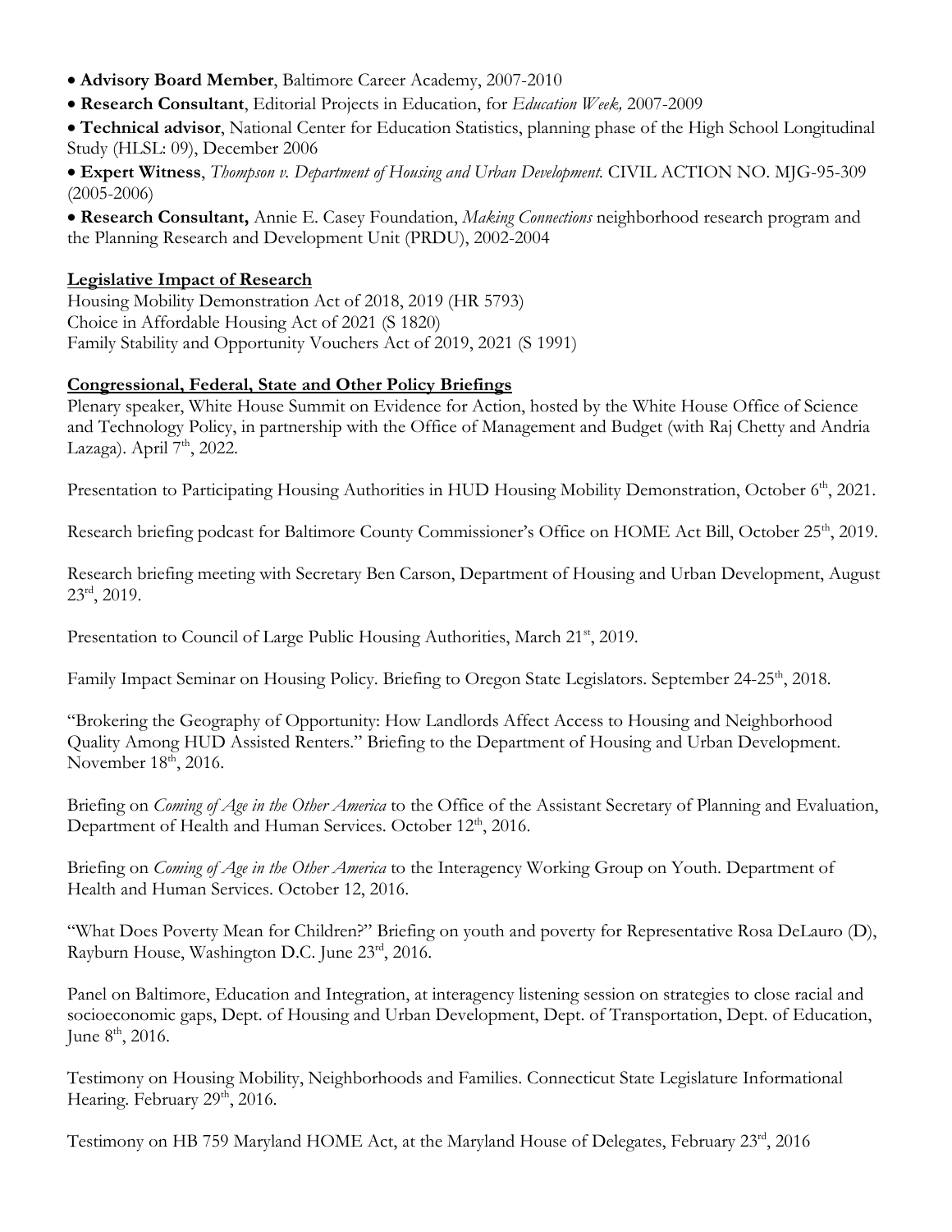- **Advisory Board Member**, Baltimore Career Academy, 2007-2010
- **Research Consultant**, Editorial Projects in Education, for *Education Week,* 2007-2009
- **Technical advisor**, National Center for Education Statistics, planning phase of the High School Longitudinal Study (HLSL: 09), December 2006
- **Expert Witness**, *Thompson v. Department of Housing and Urban Development.* CIVIL ACTION NO. MJG-95-309 (2005-2006)
- **Research Consultant,** Annie E. Casey Foundation, *Making Connections* neighborhood research program and the Planning Research and Development Unit (PRDU), 2002-2004

**Legislative Impact of Research**

Housing Mobility Demonstration Act of 2018, 2019 (HR 5793)
Choice in Affordable Housing Act of 2021 (S 1820)
Family Stability and Opportunity Vouchers Act of 2019, 2021 (S 1991)

**Congressional, Federal, State and Other Policy Briefings**

Plenary speaker, White House Summit on Evidence for Action, hosted by the White House Office of Science and Technology Policy, in partnership with the Office of Management and Budget (with Raj Chetty and Andria Lazaga). April 7th, 2022.

Presentation to Participating Housing Authorities in HUD Housing Mobility Demonstration, October 6th, 2021.

Research briefing podcast for Baltimore County Commissioner's Office on HOME Act Bill, October 25th, 2019.

Research briefing meeting with Secretary Ben Carson, Department of Housing and Urban Development, August 23rd, 2019.

Presentation to Council of Large Public Housing Authorities, March 21st, 2019.

Family Impact Seminar on Housing Policy. Briefing to Oregon State Legislators. September 24-25th, 2018.

"Brokering the Geography of Opportunity: How Landlords Affect Access to Housing and Neighborhood Quality Among HUD Assisted Renters." Briefing to the Department of Housing and Urban Development. November 18th, 2016.

Briefing on *Coming of Age in the Other America* to the Office of the Assistant Secretary of Planning and Evaluation, Department of Health and Human Services. October 12th, 2016.

Briefing on *Coming of Age in the Other America* to the Interagency Working Group on Youth. Department of Health and Human Services. October 12, 2016.

"What Does Poverty Mean for Children?" Briefing on youth and poverty for Representative Rosa DeLauro (D), Rayburn House, Washington D.C. June 23rd, 2016.

Panel on Baltimore, Education and Integration, at interagency listening session on strategies to close racial and socioeconomic gaps, Dept. of Housing and Urban Development, Dept. of Transportation, Dept. of Education, June 8th, 2016.

Testimony on Housing Mobility, Neighborhoods and Families. Connecticut State Legislature Informational Hearing. February 29th, 2016.

Testimony on HB 759 Maryland HOME Act, at the Maryland House of Delegates, February 23rd, 2016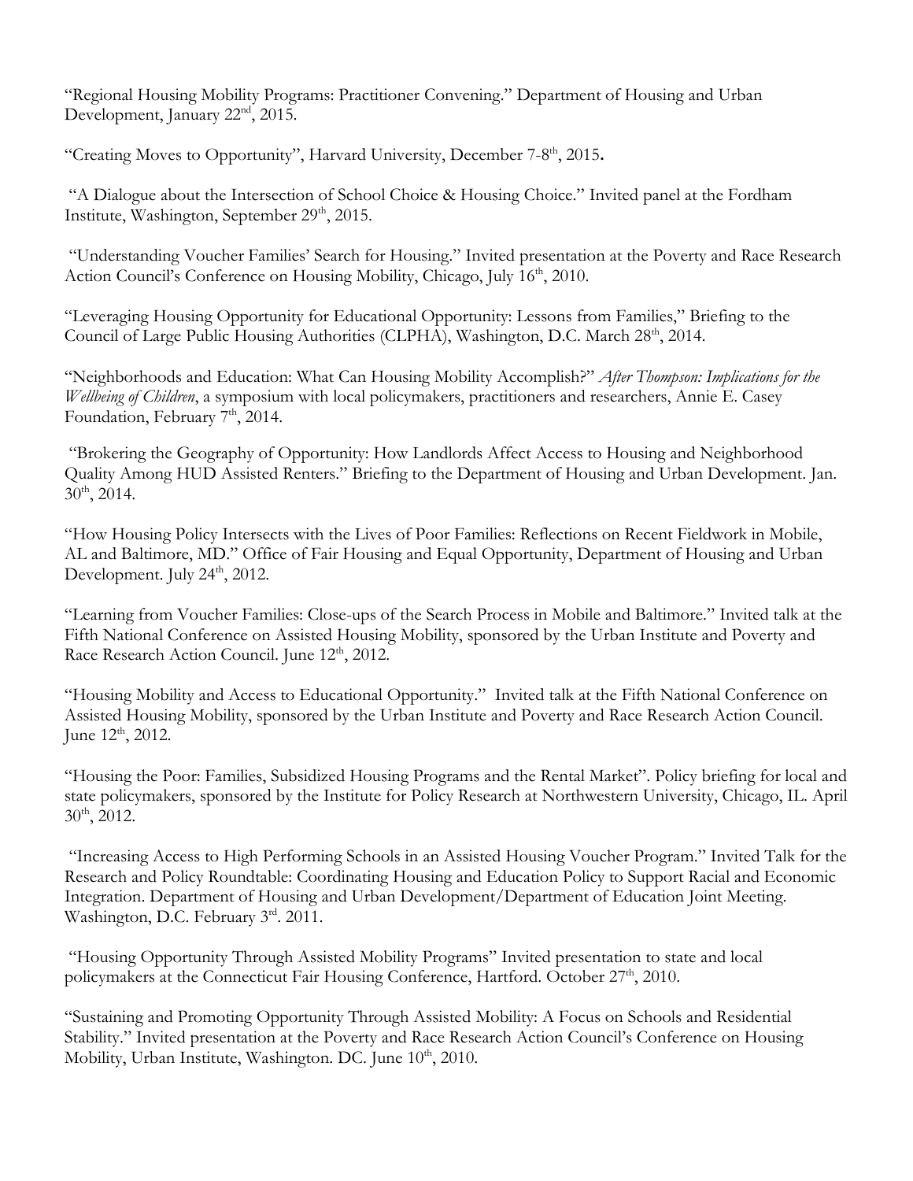"Regional Housing Mobility Programs: Practitioner Convening." Department of Housing and Urban Development, January 22nd, 2015.

"Creating Moves to Opportunity", Harvard University, December 7-8th, 2015**.**

"A Dialogue about the Intersection of School Choice & Housing Choice." Invited panel at the Fordham Institute, Washington, September 29th, 2015.

"Understanding Voucher Families' Search for Housing." Invited presentation at the Poverty and Race Research Action Council's Conference on Housing Mobility, Chicago, July 16th, 2010.

"Leveraging Housing Opportunity for Educational Opportunity: Lessons from Families," Briefing to the Council of Large Public Housing Authorities (CLPHA), Washington, D.C. March 28th, 2014.

"Neighborhoods and Education: What Can Housing Mobility Accomplish?" *After Thompson: Implications for the Wellbeing of Children*, a symposium with local policymakers, practitioners and researchers, Annie E. Casey Foundation, February 7th, 2014.

"Brokering the Geography of Opportunity: How Landlords Affect Access to Housing and Neighborhood Quality Among HUD Assisted Renters." Briefing to the Department of Housing and Urban Development. Jan. 30th, 2014.

"How Housing Policy Intersects with the Lives of Poor Families: Reflections on Recent Fieldwork in Mobile, AL and Baltimore, MD." Office of Fair Housing and Equal Opportunity, Department of Housing and Urban Development. July 24th, 2012.

"Learning from Voucher Families: Close-ups of the Search Process in Mobile and Baltimore." Invited talk at the Fifth National Conference on Assisted Housing Mobility, sponsored by the Urban Institute and Poverty and Race Research Action Council. June 12th, 2012.

"Housing Mobility and Access to Educational Opportunity." Invited talk at the Fifth National Conference on Assisted Housing Mobility, sponsored by the Urban Institute and Poverty and Race Research Action Council. June 12th, 2012.

"Housing the Poor: Families, Subsidized Housing Programs and the Rental Market". Policy briefing for local and state policymakers, sponsored by the Institute for Policy Research at Northwestern University, Chicago, IL. April 30th, 2012.

"Increasing Access to High Performing Schools in an Assisted Housing Voucher Program." Invited Talk for the Research and Policy Roundtable: Coordinating Housing and Education Policy to Support Racial and Economic Integration. Department of Housing and Urban Development/Department of Education Joint Meeting. Washington, D.C. February 3rd. 2011.

"Housing Opportunity Through Assisted Mobility Programs" Invited presentation to state and local policymakers at the Connecticut Fair Housing Conference, Hartford. October 27th, 2010.

"Sustaining and Promoting Opportunity Through Assisted Mobility: A Focus on Schools and Residential Stability." Invited presentation at the Poverty and Race Research Action Council's Conference on Housing Mobility, Urban Institute, Washington. DC. June 10th, 2010.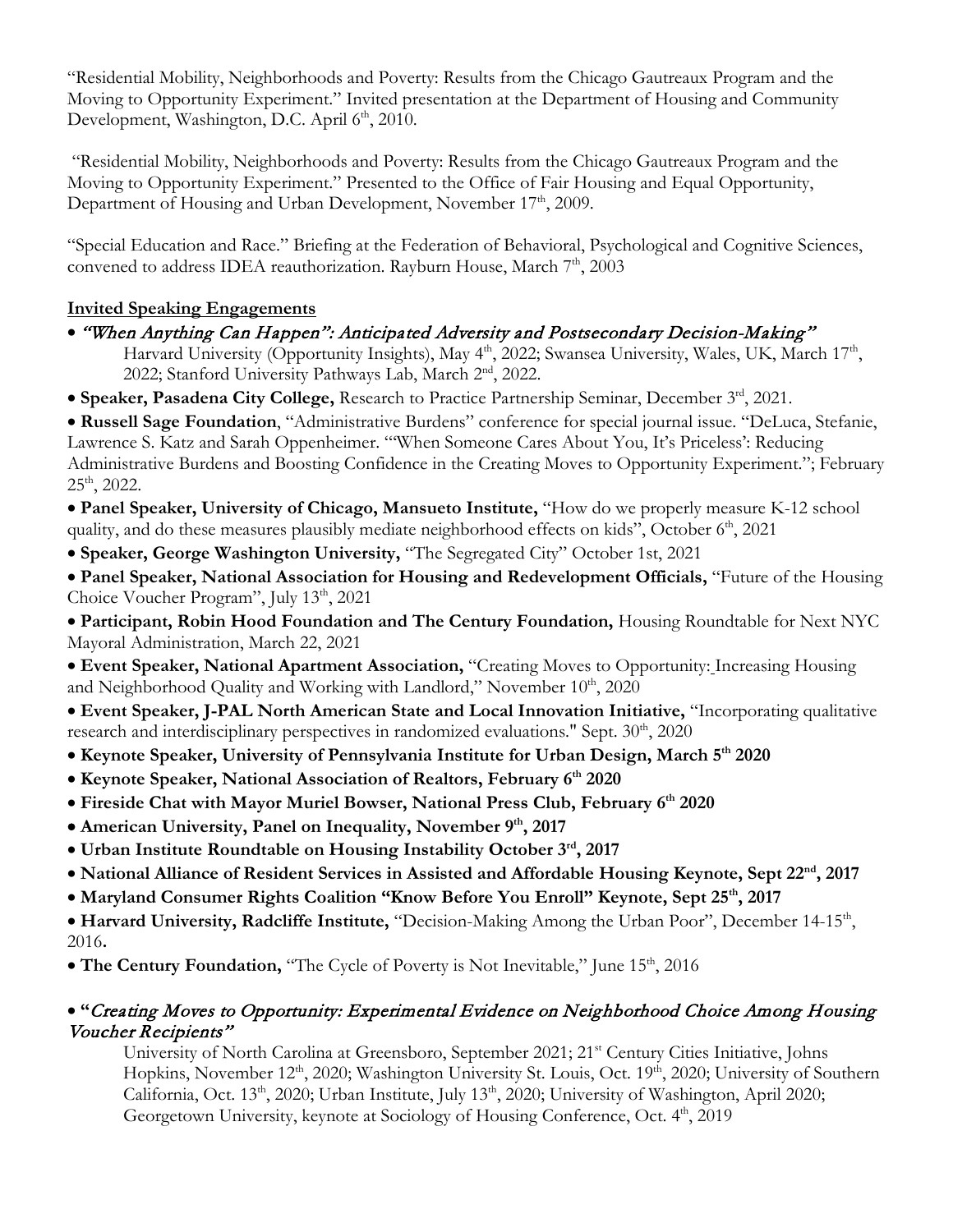"Residential Mobility, Neighborhoods and Poverty: Results from the Chicago Gautreaux Program and the Moving to Opportunity Experiment." Invited presentation at the Department of Housing and Community Development, Washington, D.C. April 6th, 2010.

"Residential Mobility, Neighborhoods and Poverty: Results from the Chicago Gautreaux Program and the Moving to Opportunity Experiment." Presented to the Office of Fair Housing and Equal Opportunity, Department of Housing and Urban Development, November 17th, 2009.

"Special Education and Race." Briefing at the Federation of Behavioral, Psychological and Cognitive Sciences, convened to address IDEA reauthorization. Rayburn House, March 7th, 2003

**Invited Speaking Engagements**

- ***"When Anything Can Happen": Anticipated Adversity and Postsecondary Decision-Making"***
  Harvard University (Opportunity Insights), May 4th, 2022; Swansea University, Wales, UK, March 17th, 2022; Stanford University Pathways Lab, March 2nd, 2022.
- **Speaker, Pasadena City College,** Research to Practice Partnership Seminar, December 3rd, 2021.
- **Russell Sage Foundation**, "Administrative Burdens" conference for special journal issue. "DeLuca, Stefanie, Lawrence S. Katz and Sarah Oppenheimer. "'When Someone Cares About You, It's Priceless': Reducing Administrative Burdens and Boosting Confidence in the Creating Moves to Opportunity Experiment."; February 25th, 2022.
- **Panel Speaker, University of Chicago, Mansueto Institute,** "How do we properly measure K-12 school quality, and do these measures plausibly mediate neighborhood effects on kids", October 6th, 2021
- **Speaker, George Washington University,** "The Segregated City" October 1st, 2021
- **Panel Speaker, National Association for Housing and Redevelopment Officials,** "Future of the Housing Choice Voucher Program", July 13th, 2021
- **Participant, Robin Hood Foundation and The Century Foundation,** Housing Roundtable for Next NYC Mayoral Administration, March 22, 2021
- **Event Speaker, National Apartment Association,** "Creating Moves to Opportunity: Increasing Housing and Neighborhood Quality and Working with Landlord," November 10th, 2020
- **Event Speaker, J-PAL North American State and Local Innovation Initiative,** "Incorporating qualitative research and interdisciplinary perspectives in randomized evaluations." Sept. 30th, 2020
- **Keynote Speaker, University of Pennsylvania Institute for Urban Design, March 5th 2020**
- **Keynote Speaker, National Association of Realtors, February 6th 2020**
- **Fireside Chat with Mayor Muriel Bowser, National Press Club, February 6th 2020**
- **American University, Panel on Inequality, November 9th, 2017**
- **Urban Institute Roundtable on Housing Instability October 3rd, 2017**
- **National Alliance of Resident Services in Assisted and Affordable Housing Keynote, Sept 22nd, 2017**
- **Maryland Consumer Rights Coalition "Know Before You Enroll" Keynote, Sept 25th, 2017**
- **Harvard University, Radcliffe Institute,** "Decision-Making Among the Urban Poor", December 14-15th, 2016**.**
- **The Century Foundation,** "The Cycle of Poverty is Not Inevitable," June 15th, 2016

- **"*Creating Moves to Opportunity: Experimental Evidence on Neighborhood Choice Among Housing Voucher Recipients"***
  University of North Carolina at Greensboro, September 2021; 21st Century Cities Initiative, Johns Hopkins, November 12th, 2020; Washington University St. Louis, Oct. 19th, 2020; University of Southern California, Oct. 13th, 2020; Urban Institute, July 13th, 2020; University of Washington, April 2020; Georgetown University, keynote at Sociology of Housing Conference, Oct. 4th, 2019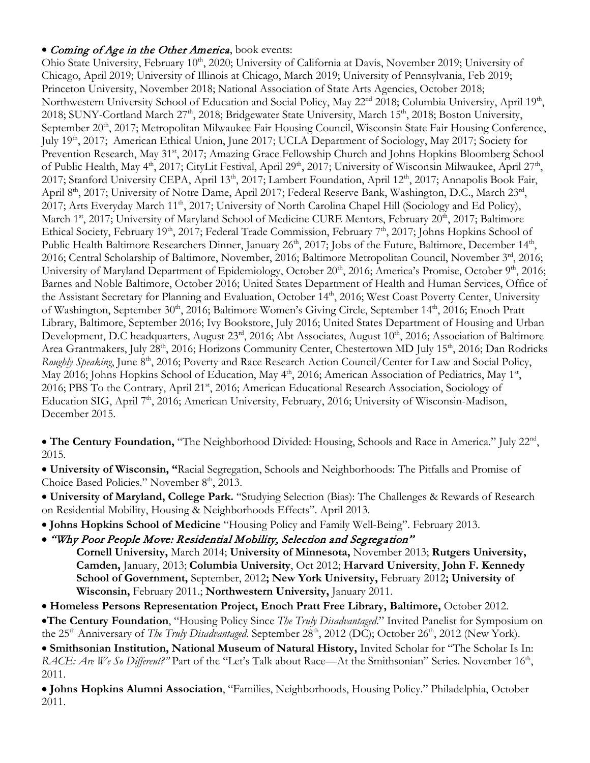- *Coming of Age in the Other America*, book events:

Ohio State University, February 10th, 2020; University of California at Davis, November 2019; University of Chicago, April 2019; University of Illinois at Chicago, March 2019; University of Pennsylvania, Feb 2019; Princeton University, November 2018; National Association of State Arts Agencies, October 2018; Northwestern University School of Education and Social Policy, May 22nd 2018; Columbia University, April 19th, 2018; SUNY-Cortland March 27th, 2018; Bridgewater State University, March 15th, 2018; Boston University, September 20th, 2017; Metropolitan Milwaukee Fair Housing Council, Wisconsin State Fair Housing Conference, July 19th, 2017; American Ethical Union, June 2017; UCLA Department of Sociology, May 2017; Society for Prevention Research, May 31st, 2017; Amazing Grace Fellowship Church and Johns Hopkins Bloomberg School of Public Health, May 4th, 2017; CityLit Festival, April 29th, 2017; University of Wisconsin Milwaukee, April 27th, 2017; Stanford University CEPA, April 13th, 2017; Lambert Foundation, April 12th, 2017; Annapolis Book Fair, April 8th, 2017; University of Notre Dame, April 2017; Federal Reserve Bank, Washington, D.C., March 23rd, 2017; Arts Everyday March 11th, 2017; University of North Carolina Chapel Hill (Sociology and Ed Policy), March 1st, 2017; University of Maryland School of Medicine CURE Mentors, February 20th, 2017; Baltimore Ethical Society, February 19th, 2017; Federal Trade Commission, February 7th, 2017; Johns Hopkins School of Public Health Baltimore Researchers Dinner, January 26th, 2017; Jobs of the Future, Baltimore, December 14th, 2016; Central Scholarship of Baltimore, November, 2016; Baltimore Metropolitan Council, November 3rd, 2016; University of Maryland Department of Epidemiology, October 20th, 2016; America's Promise, October 9th, 2016; Barnes and Noble Baltimore, October 2016; United States Department of Health and Human Services, Office of the Assistant Secretary for Planning and Evaluation, October 14th, 2016; West Coast Poverty Center, University of Washington, September 30th, 2016; Baltimore Women's Giving Circle, September 14th, 2016; Enoch Pratt Library, Baltimore, September 2016; Ivy Bookstore, July 2016; United States Department of Housing and Urban Development, D.C headquarters, August 23rd, 2016; Abt Associates, August 10th, 2016; Association of Baltimore Area Grantmakers, July 28th, 2016; Horizons Community Center, Chestertown MD July 15th, 2016; Dan Rodricks *Roughly Speaking*, June 8th, 2016; Poverty and Race Research Action Council/Center for Law and Social Policy, May 2016; Johns Hopkins School of Education, May 4th, 2016; American Association of Pediatrics, May 1st, 2016; PBS To the Contrary, April 21st, 2016; American Educational Research Association, Sociology of Education SIG, April 7th, 2016; American University, February, 2016; University of Wisconsin-Madison, December 2015.

- **The Century Foundation,** "The Neighborhood Divided: Housing, Schools and Race in America." July 22nd, 2015.
- **University of Wisconsin, "**Racial Segregation, Schools and Neighborhoods: The Pitfalls and Promise of Choice Based Policies." November 8th, 2013.
- **University of Maryland, College Park.** "Studying Selection (Bias): The Challenges & Rewards of Research on Residential Mobility, Housing & Neighborhoods Effects". April 2013.
- **Johns Hopkins School of Medicine** "Housing Policy and Family Well-Being". February 2013.
- *"Why Poor People Move: Residential Mobility, Selection and Segregation"*
  **Cornell University,** March 2014; **University of Minnesota,** November 2013; **Rutgers University, Camden,** January, 2013; **Columbia University**, Oct 2012; **Harvard University**, **John F. Kennedy School of Government,** September, 2012**; New York University,** February 2012**; University of Wisconsin,** February 2011.; **Northwestern University,** January 2011.
- **Homeless Persons Representation Project, Enoch Pratt Free Library, Baltimore,** October 2012.
- **The Century Foundation**, "Housing Policy Since *The Truly Disadvantaged*." Invited Panelist for Symposium on the 25th Anniversary of *The Truly Disadvantaged*. September 28th, 2012 (DC); October 26th, 2012 (New York).
- **Smithsonian Institution, National Museum of Natural History,** Invited Scholar for "The Scholar Is In: *RACE: Are We So Different?"* Part of the "Let's Talk about Race—At the Smithsonian" Series. November 16th, 2011.
- **Johns Hopkins Alumni Association**, "Families, Neighborhoods, Housing Policy." Philadelphia, October 2011.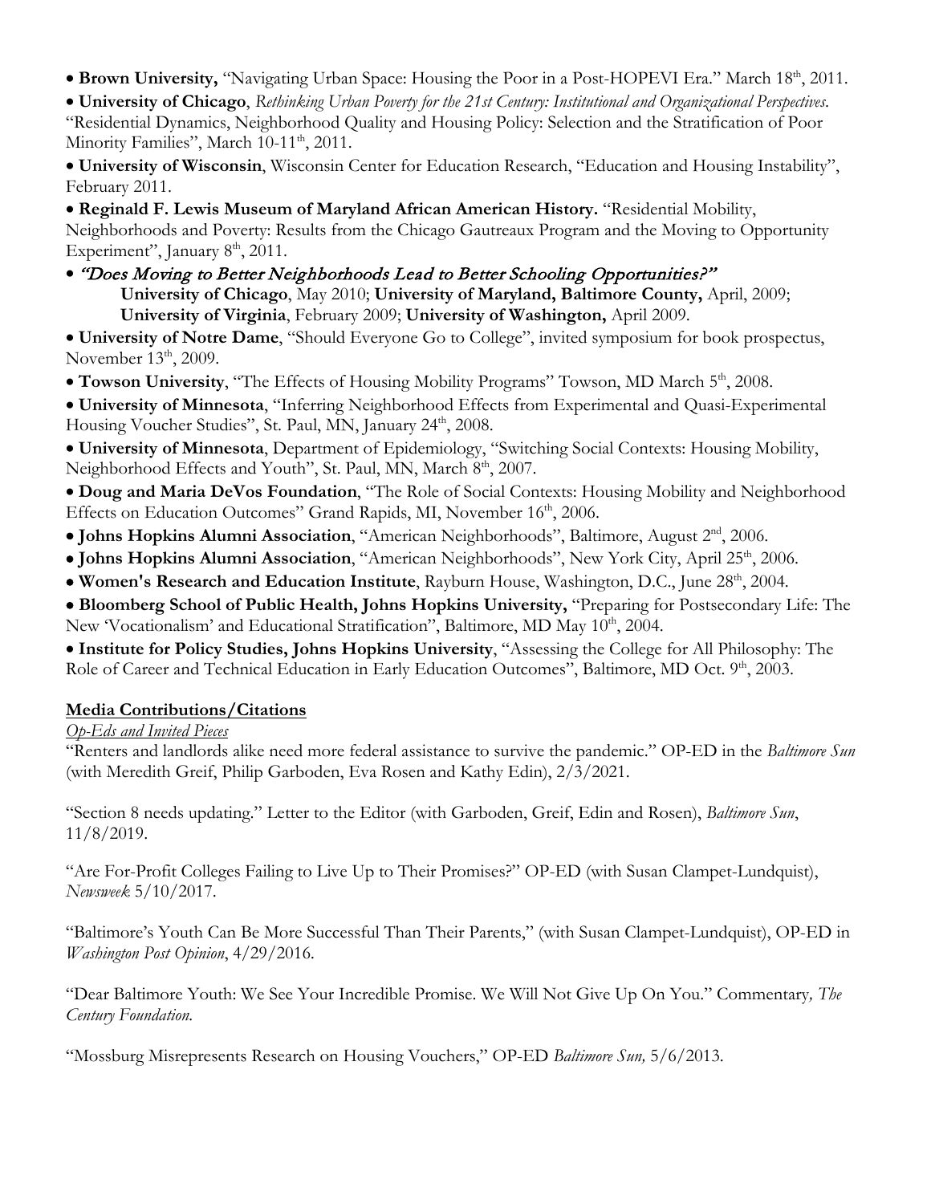- **Brown University,** "Navigating Urban Space: Housing the Poor in a Post-HOPEVI Era." March 18th, 2011.
- **University of Chicago**, *Rethinking Urban Poverty for the 21st Century: Institutional and Organizational Perspectives*. "Residential Dynamics, Neighborhood Quality and Housing Policy: Selection and the Stratification of Poor Minority Families", March 10-11th, 2011.
- **University of Wisconsin**, Wisconsin Center for Education Research, "Education and Housing Instability", February 2011.
- **Reginald F. Lewis Museum of Maryland African American History.** "Residential Mobility, Neighborhoods and Poverty: Results from the Chicago Gautreaux Program and the Moving to Opportunity Experiment", January 8th, 2011.
- *"Does Moving to Better Neighborhoods Lead to Better Schooling Opportunities?"*
  **University of Chicago**, May 2010; **University of Maryland, Baltimore County,** April, 2009; **University of Virginia**, February 2009; **University of Washington,** April 2009.
- **University of Notre Dame**, "Should Everyone Go to College", invited symposium for book prospectus, November 13th, 2009.
- **Towson University**, "The Effects of Housing Mobility Programs" Towson, MD March 5th, 2008.
- **University of Minnesota**, "Inferring Neighborhood Effects from Experimental and Quasi-Experimental Housing Voucher Studies", St. Paul, MN, January 24th, 2008.
- **University of Minnesota**, Department of Epidemiology, "Switching Social Contexts: Housing Mobility, Neighborhood Effects and Youth", St. Paul, MN, March 8th, 2007.
- **Doug and Maria DeVos Foundation**, "The Role of Social Contexts: Housing Mobility and Neighborhood Effects on Education Outcomes" Grand Rapids, MI, November 16th, 2006.
- **Johns Hopkins Alumni Association**, "American Neighborhoods", Baltimore, August 2nd, 2006.
- **Johns Hopkins Alumni Association**, "American Neighborhoods", New York City, April 25th, 2006.
- **Women's Research and Education Institute**, Rayburn House, Washington, D.C., June 28th, 2004.
- **Bloomberg School of Public Health, Johns Hopkins University,** "Preparing for Postsecondary Life: The New 'Vocationalism' and Educational Stratification", Baltimore, MD May 10th, 2004.
- **Institute for Policy Studies, Johns Hopkins University**, "Assessing the College for All Philosophy: The Role of Career and Technical Education in Early Education Outcomes", Baltimore, MD Oct. 9th, 2003.

## Media Contributions/Citations

*Op-Eds and Invited Pieces*

"Renters and landlords alike need more federal assistance to survive the pandemic." OP-ED in the *Baltimore Sun* (with Meredith Greif, Philip Garboden, Eva Rosen and Kathy Edin), 2/3/2021.

"Section 8 needs updating." Letter to the Editor (with Garboden, Greif, Edin and Rosen), *Baltimore Sun*, 11/8/2019.

"Are For-Profit Colleges Failing to Live Up to Their Promises?" OP-ED (with Susan Clampet-Lundquist), *Newsweek* 5/10/2017.

"Baltimore's Youth Can Be More Successful Than Their Parents," (with Susan Clampet-Lundquist), OP-ED in *Washington Post Opinion*, 4/29/2016.

"Dear Baltimore Youth: We See Your Incredible Promise. We Will Not Give Up On You." Commentary*, The Century Foundation.*

"Mossburg Misrepresents Research on Housing Vouchers," OP-ED *Baltimore Sun,* 5/6/2013.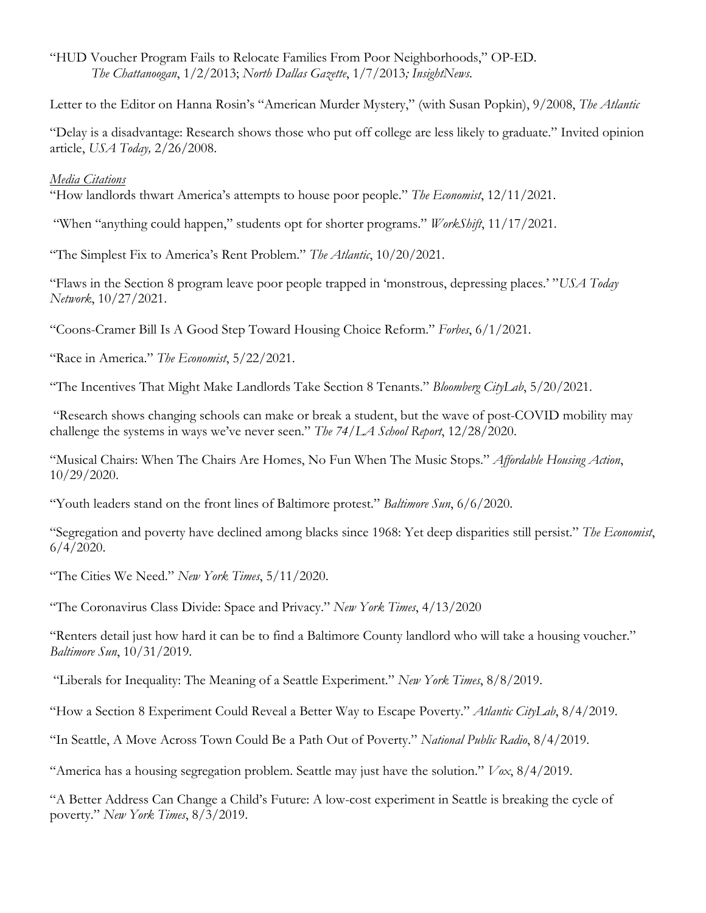"HUD Voucher Program Fails to Relocate Families From Poor Neighborhoods," OP-ED. *The Chattanoogan*, 1/2/2013; *North Dallas Gazette*, 1/7/2013*; InsightNews*.

Letter to the Editor on Hanna Rosin's "American Murder Mystery," (with Susan Popkin), 9/2008, *The Atlantic*

"Delay is a disadvantage: Research shows those who put off college are less likely to graduate." Invited opinion article, *USA Today,* 2/26/2008.

*Media Citations*

"How landlords thwart America's attempts to house poor people." *The Economist*, 12/11/2021.

"When "anything could happen," students opt for shorter programs." *WorkShift*, 11/17/2021.

"The Simplest Fix to America's Rent Problem." *The Atlantic*, 10/20/2021.

"Flaws in the Section 8 program leave poor people trapped in 'monstrous, depressing places.' "*USA Today Network*, 10/27/2021.

"Coons-Cramer Bill Is A Good Step Toward Housing Choice Reform." *Forbes*, 6/1/2021.

"Race in America." *The Economist*, 5/22/2021.

"The Incentives That Might Make Landlords Take Section 8 Tenants." *Bloomberg CityLab*, 5/20/2021.

"Research shows changing schools can make or break a student, but the wave of post-COVID mobility may challenge the systems in ways we've never seen." *The 74/LA School Report*, 12/28/2020.

"Musical Chairs: When The Chairs Are Homes, No Fun When The Music Stops." *Affordable Housing Action*, 10/29/2020.

"Youth leaders stand on the front lines of Baltimore protest." *Baltimore Sun*, 6/6/2020.

"Segregation and poverty have declined among blacks since 1968: Yet deep disparities still persist." *The Economist*, 6/4/2020.

"The Cities We Need." *New York Times*, 5/11/2020.

"The Coronavirus Class Divide: Space and Privacy." *New York Times*, 4/13/2020

"Renters detail just how hard it can be to find a Baltimore County landlord who will take a housing voucher." *Baltimore Sun*, 10/31/2019.

"Liberals for Inequality: The Meaning of a Seattle Experiment." *New York Times*, 8/8/2019.

"How a Section 8 Experiment Could Reveal a Better Way to Escape Poverty." *Atlantic CityLab*, 8/4/2019.

"In Seattle, A Move Across Town Could Be a Path Out of Poverty." *National Public Radio*, 8/4/2019.

"America has a housing segregation problem. Seattle may just have the solution." *Vox*, 8/4/2019.

"A Better Address Can Change a Child's Future: A low-cost experiment in Seattle is breaking the cycle of poverty." *New York Times*, 8/3/2019.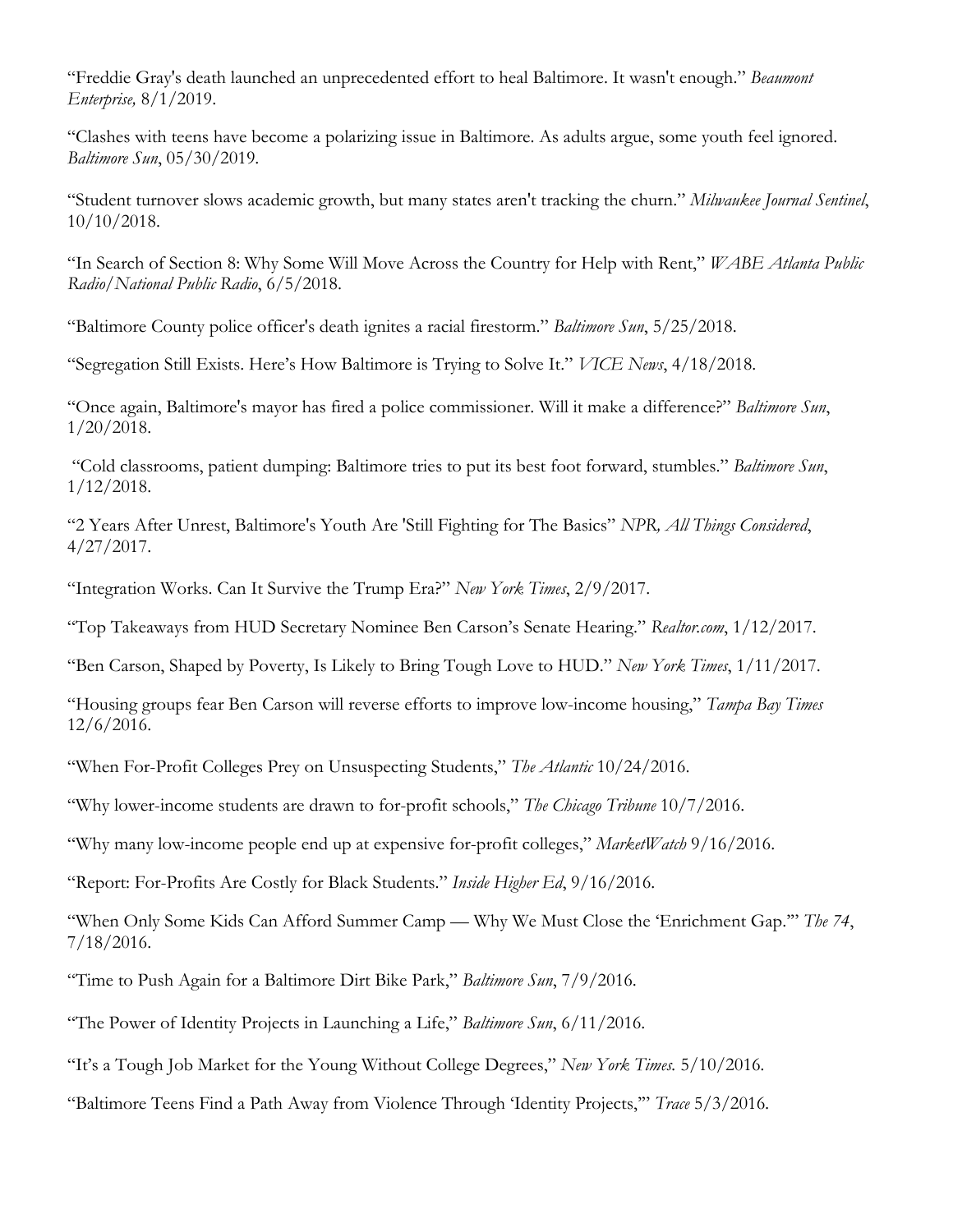"Freddie Gray's death launched an unprecedented effort to heal Baltimore. It wasn't enough." *Beaumont Enterprise,* 8/1/2019.

"Clashes with teens have become a polarizing issue in Baltimore. As adults argue, some youth feel ignored. *Baltimore Sun*, 05/30/2019.

"Student turnover slows academic growth, but many states aren't tracking the churn." *Milwaukee Journal Sentinel*, 10/10/2018.

"In Search of Section 8: Why Some Will Move Across the Country for Help with Rent," *WABE Atlanta Public Radio/National Public Radio*, 6/5/2018.

"Baltimore County police officer's death ignites a racial firestorm." *Baltimore Sun*, 5/25/2018.

"Segregation Still Exists. Here's How Baltimore is Trying to Solve It." *VICE News*, 4/18/2018.

"Once again, Baltimore's mayor has fired a police commissioner. Will it make a difference?" *Baltimore Sun*, 1/20/2018.

"Cold classrooms, patient dumping: Baltimore tries to put its best foot forward, stumbles." *Baltimore Sun*, 1/12/2018.

"2 Years After Unrest, Baltimore's Youth Are 'Still Fighting for The Basics" *NPR, All Things Considered*, 4/27/2017.

"Integration Works. Can It Survive the Trump Era?" *New York Times*, 2/9/2017.

"Top Takeaways from HUD Secretary Nominee Ben Carson's Senate Hearing." *Realtor.com*, 1/12/2017.

"Ben Carson, Shaped by Poverty, Is Likely to Bring Tough Love to HUD." *New York Times*, 1/11/2017.

"Housing groups fear Ben Carson will reverse efforts to improve low-income housing," *Tampa Bay Times* 12/6/2016.

"When For-Profit Colleges Prey on Unsuspecting Students," *The Atlantic* 10/24/2016.

"Why lower-income students are drawn to for-profit schools," *The Chicago Tribune* 10/7/2016.

"Why many low-income people end up at expensive for-profit colleges," *MarketWatch* 9/16/2016.

"Report: For-Profits Are Costly for Black Students." *Inside Higher Ed*, 9/16/2016.

"When Only Some Kids Can Afford Summer Camp — Why We Must Close the 'Enrichment Gap.'" *The 74*, 7/18/2016.

"Time to Push Again for a Baltimore Dirt Bike Park," *Baltimore Sun*, 7/9/2016.

"The Power of Identity Projects in Launching a Life," *Baltimore Sun*, 6/11/2016.

"It's a Tough Job Market for the Young Without College Degrees," *New York Times.* 5/10/2016.

"Baltimore Teens Find a Path Away from Violence Through 'Identity Projects,'" *Trace* 5/3/2016.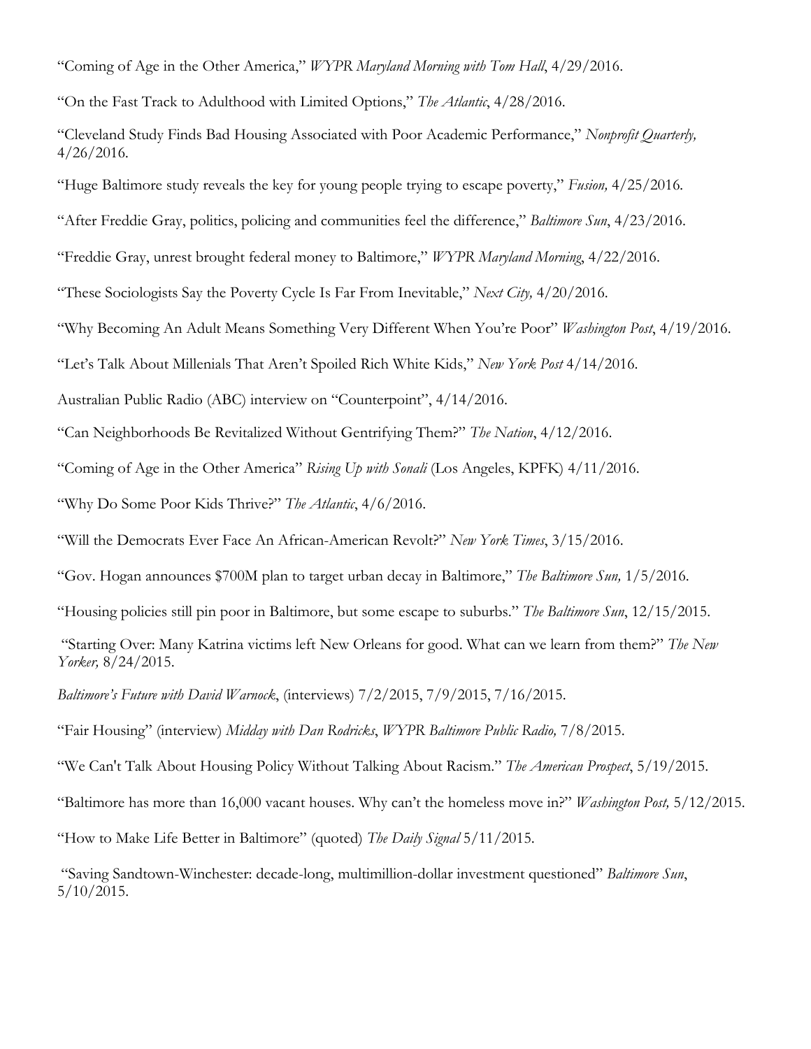"Coming of Age in the Other America," *WYPR Maryland Morning with Tom Hall*, 4/29/2016.

"On the Fast Track to Adulthood with Limited Options," *The Atlantic*, 4/28/2016.

"Cleveland Study Finds Bad Housing Associated with Poor Academic Performance," *Nonprofit Quarterly,* 4/26/2016.

"Huge Baltimore study reveals the key for young people trying to escape poverty," *Fusion,* 4/25/2016.

"After Freddie Gray, politics, policing and communities feel the difference," *Baltimore Sun*, 4/23/2016.

"Freddie Gray, unrest brought federal money to Baltimore," *WYPR Maryland Morning*, 4/22/2016.

"These Sociologists Say the Poverty Cycle Is Far From Inevitable," *Next City,* 4/20/2016.

"Why Becoming An Adult Means Something Very Different When You're Poor" *Washington Post*, 4/19/2016.

"Let's Talk About Millenials That Aren't Spoiled Rich White Kids," *New York Post* 4/14/2016.

Australian Public Radio (ABC) interview on "Counterpoint", 4/14/2016.

"Can Neighborhoods Be Revitalized Without Gentrifying Them?" *The Nation*, 4/12/2016.

"Coming of Age in the Other America" *Rising Up with Sonali* (Los Angeles, KPFK) 4/11/2016.

"Why Do Some Poor Kids Thrive?" *The Atlantic*, 4/6/2016.

"Will the Democrats Ever Face An African-American Revolt?" *New York Times*, 3/15/2016.

"Gov. Hogan announces $700M plan to target urban decay in Baltimore," *The Baltimore Sun,* 1/5/2016.

"Housing policies still pin poor in Baltimore, but some escape to suburbs." *The Baltimore Sun*, 12/15/2015.

"Starting Over: Many Katrina victims left New Orleans for good. What can we learn from them?" *The New Yorker,* 8/24/2015.

*Baltimore's Future with David Warnock*, (interviews) 7/2/2015, 7/9/2015, 7/16/2015.

"Fair Housing" (interview) *Midday with Dan Rodricks*, *WYPR Baltimore Public Radio,* 7/8/2015.

"We Can't Talk About Housing Policy Without Talking About Racism." *The American Prospect*, 5/19/2015.

"Baltimore has more than 16,000 vacant houses. Why can't the homeless move in?" *Washington Post,* 5/12/2015.

"How to Make Life Better in Baltimore" (quoted) *The Daily Signal* 5/11/2015.

"Saving Sandtown-Winchester: decade-long, multimillion-dollar investment questioned" *Baltimore Sun*, 5/10/2015.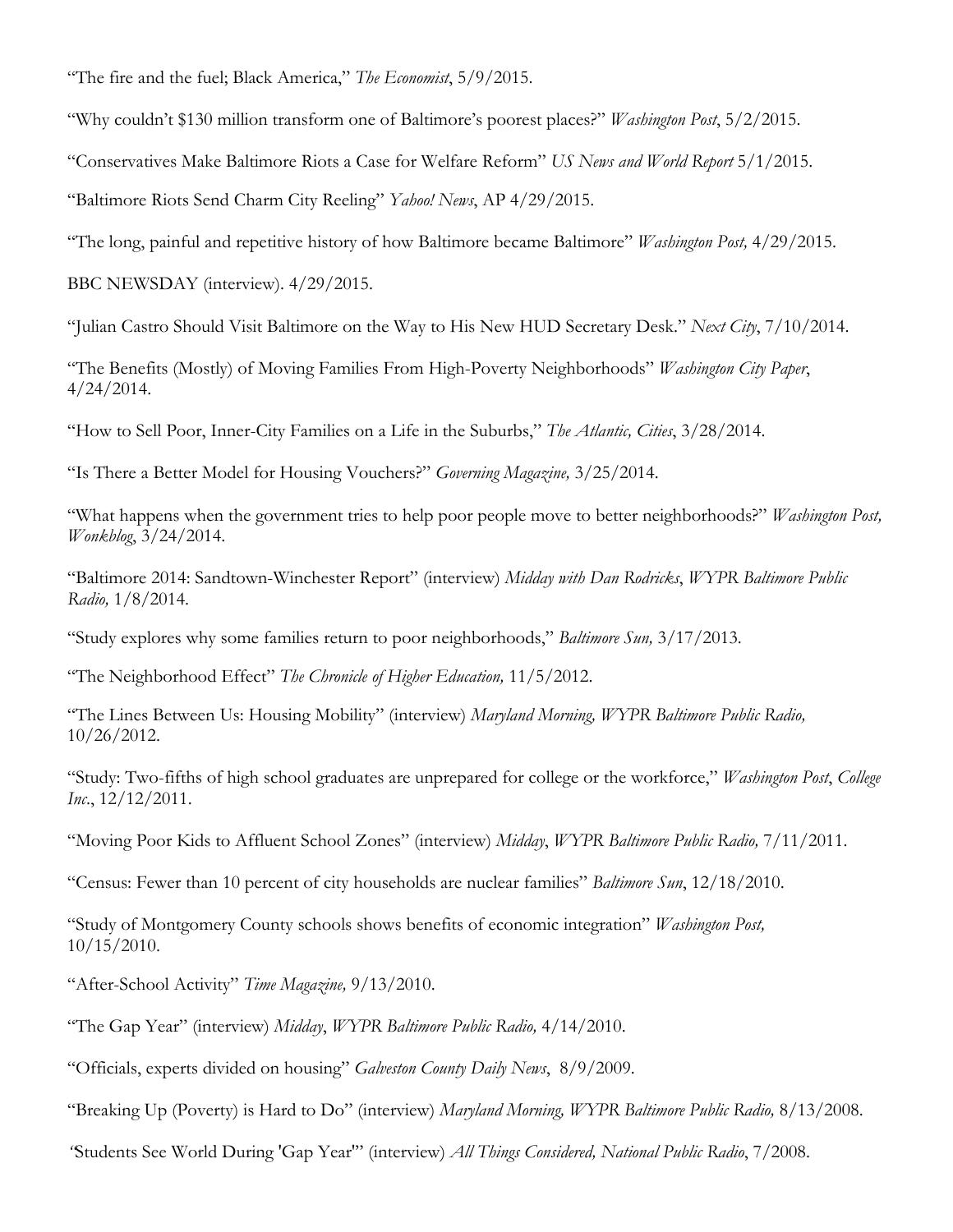"The fire and the fuel; Black America," *The Economist*, 5/9/2015.

"Why couldn't $130 million transform one of Baltimore's poorest places?" *Washington Post*, 5/2/2015.

"Conservatives Make Baltimore Riots a Case for Welfare Reform" *US News and World Report* 5/1/2015.

"Baltimore Riots Send Charm City Reeling" *Yahoo! News*, AP 4/29/2015.

"The long, painful and repetitive history of how Baltimore became Baltimore" *Washington Post,* 4/29/2015.

BBC NEWSDAY (interview). 4/29/2015.

"Julian Castro Should Visit Baltimore on the Way to His New HUD Secretary Desk." *Next City*, 7/10/2014.

"The Benefits (Mostly) of Moving Families From High-Poverty Neighborhoods" *Washington City Paper*, 4/24/2014.

"How to Sell Poor, Inner-City Families on a Life in the Suburbs," *The Atlantic, Cities*, 3/28/2014.

"Is There a Better Model for Housing Vouchers?" *Governing Magazine,* 3/25/2014.

"What happens when the government tries to help poor people move to better neighborhoods?" *Washington Post, Wonkblog*, 3/24/2014.

"Baltimore 2014: Sandtown-Winchester Report" (interview) *Midday with Dan Rodricks*, *WYPR Baltimore Public Radio,* 1/8/2014.

"Study explores why some families return to poor neighborhoods," *Baltimore Sun,* 3/17/2013.

"The Neighborhood Effect" *The Chronicle of Higher Education,* 11/5/2012.

"The Lines Between Us: Housing Mobility" (interview) *Maryland Morning, WYPR Baltimore Public Radio,* 10/26/2012.

"Study: Two-fifths of high school graduates are unprepared for college or the workforce," *Washington Post*, *College Inc.*, 12/12/2011.

"Moving Poor Kids to Affluent School Zones" (interview) *Midday*, *WYPR Baltimore Public Radio,* 7/11/2011.

"Census: Fewer than 10 percent of city households are nuclear families" *Baltimore Sun*, 12/18/2010.

"Study of Montgomery County schools shows benefits of economic integration" *Washington Post,* 10/15/2010.

"After-School Activity" *Time Magazine,* 9/13/2010.

"The Gap Year" (interview) *Midday*, *WYPR Baltimore Public Radio,* 4/14/2010.

"Officials, experts divided on housing" *Galveston County Daily News*, 8/9/2009.

"Breaking Up (Poverty) is Hard to Do" (interview) *Maryland Morning, WYPR Baltimore Public Radio,* 8/13/2008.

"Students See World During 'Gap Year'" (interview) *All Things Considered, National Public Radio*, 7/2008.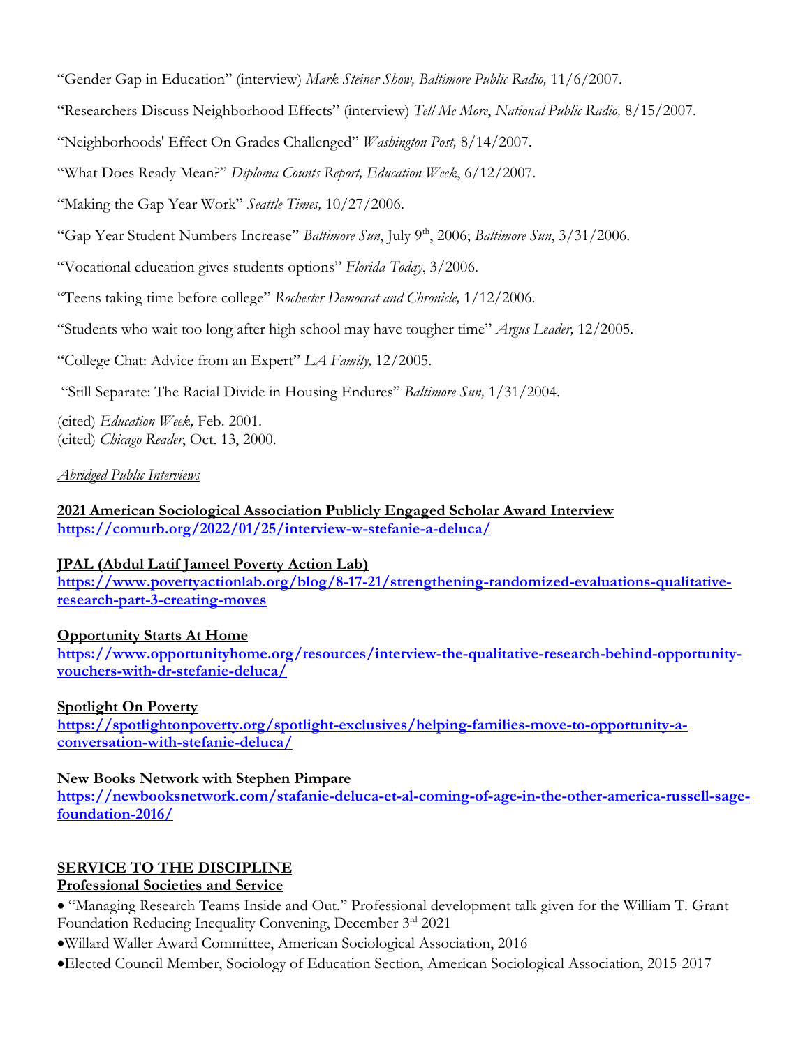“Gender Gap in Education” (interview) *Mark Steiner Show, Baltimore Public Radio,* 11/6/2007.

“Researchers Discuss Neighborhood Effects” (interview) *Tell Me More*, *National Public Radio,* 8/15/2007.

“Neighborhoods' Effect On Grades Challenged” *Washington Post,* 8/14/2007.

“What Does Ready Mean?” *Diploma Counts Report, Education Week*, 6/12/2007.

“Making the Gap Year Work” *Seattle Times,* 10/27/2006.

“Gap Year Student Numbers Increase” *Baltimore Sun*, July 9th, 2006; *Baltimore Sun*, 3/31/2006.

“Vocational education gives students options” *Florida Today*, 3/2006.

“Teens taking time before college” *Rochester Democrat and Chronicle,* 1/12/2006.

“Students who wait too long after high school may have tougher time” *Argus Leader,* 12/2005.

“College Chat: Advice from an Expert” *LA Family,* 12/2005.

“Still Separate: The Racial Divide in Housing Endures” *Baltimore Sun,* 1/31/2004.

(cited) *Education Week,* Feb. 2001.
(cited) *Chicago Reader*, Oct. 13, 2000.

*Abridged Public Interviews*

**2021 American Sociological Association Publicly Engaged Scholar Award Interview**
**https://comurb.org/2022/01/25/interview-w-stefanie-a-deluca/**

**JPAL (Abdul Latif Jameel Poverty Action Lab)**
**https://www.povertyactionlab.org/blog/8-17-21/strengthening-randomized-evaluations-qualitative-research-part-3-creating-moves**

**Opportunity Starts At Home**
**https://www.opportunityhome.org/resources/interview-the-qualitative-research-behind-opportunity-vouchers-with-dr-stefanie-deluca/**

**Spotlight On Poverty**
**https://spotlightonpoverty.org/spotlight-exclusives/helping-families-move-to-opportunity-a-conversation-with-stefanie-deluca/**

**New Books Network with Stephen Pimpare**
**https://newbooksnetwork.com/stafanie-deluca-et-al-coming-of-age-in-the-other-america-russell-sage-foundation-2016/**

## SERVICE TO THE DISCIPLINE

### Professional Societies and Service

- “Managing Research Teams Inside and Out.” Professional development talk given for the William T. Grant Foundation Reducing Inequality Convening, December 3rd 2021
- Willard Waller Award Committee, American Sociological Association, 2016
- Elected Council Member, Sociology of Education Section, American Sociological Association, 2015-2017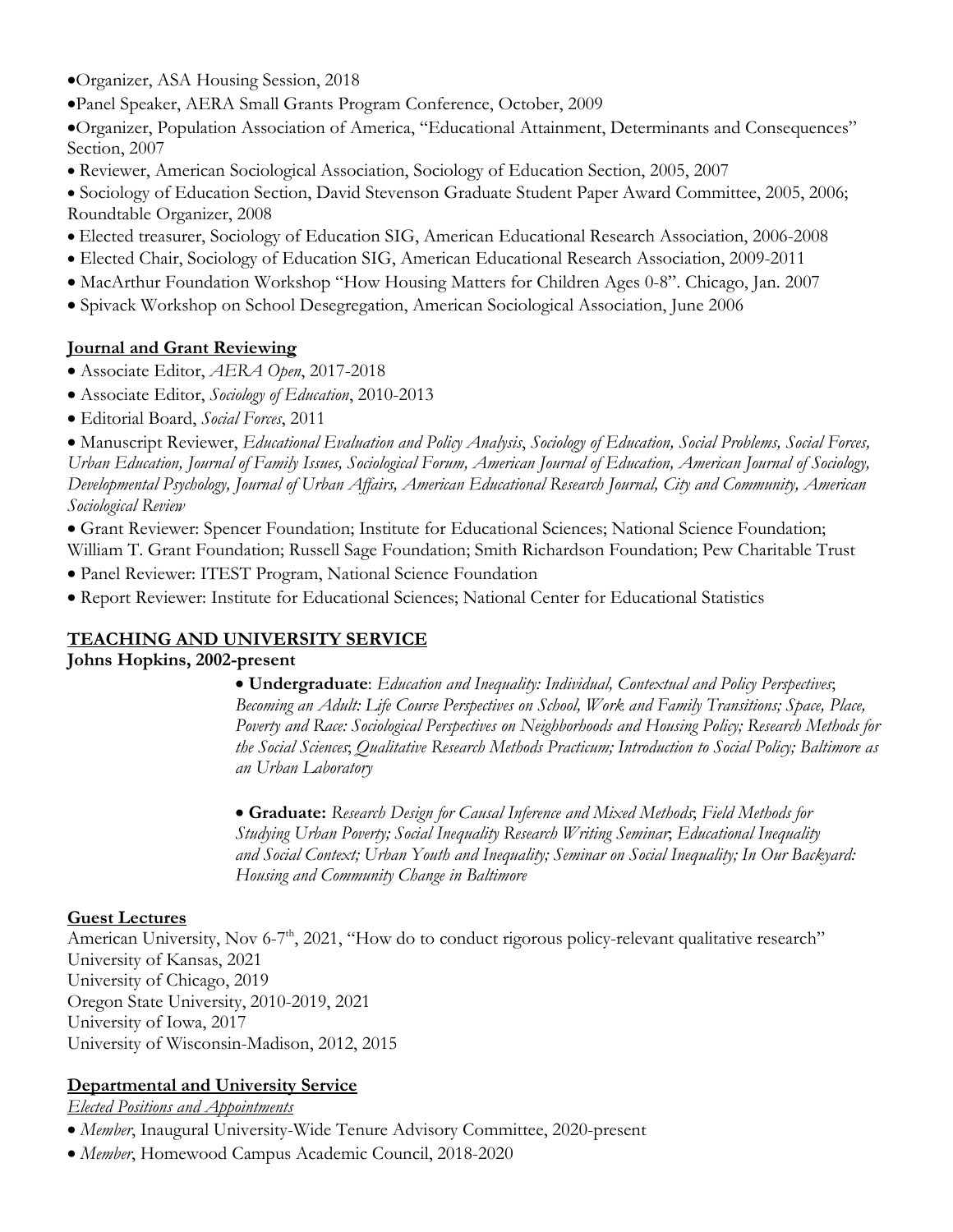- Organizer, ASA Housing Session, 2018
- Panel Speaker, AERA Small Grants Program Conference, October, 2009
- Organizer, Population Association of America, "Educational Attainment, Determinants and Consequences" Section, 2007
- Reviewer, American Sociological Association, Sociology of Education Section, 2005, 2007
- Sociology of Education Section, David Stevenson Graduate Student Paper Award Committee, 2005, 2006; Roundtable Organizer, 2008
- Elected treasurer, Sociology of Education SIG, American Educational Research Association, 2006-2008
- Elected Chair, Sociology of Education SIG, American Educational Research Association, 2009-2011
- MacArthur Foundation Workshop "How Housing Matters for Children Ages 0-8". Chicago, Jan. 2007
- Spivack Workshop on School Desegregation, American Sociological Association, June 2006

## Journal and Grant Reviewing

- Associate Editor, *AERA Open*, 2017-2018
- Associate Editor, *Sociology of Education*, 2010-2013
- Editorial Board, *Social Forces*, 2011
- Manuscript Reviewer, *Educational Evaluation and Policy Analysis*, *Sociology of Education, Social Problems, Social Forces, Urban Education, Journal of Family Issues, Sociological Forum, American Journal of Education, American Journal of Sociology, Developmental Psychology, Journal of Urban Affairs, American Educational Research Journal, City and Community, American Sociological Review*
- Grant Reviewer: Spencer Foundation; Institute for Educational Sciences; National Science Foundation; William T. Grant Foundation; Russell Sage Foundation; Smith Richardson Foundation; Pew Charitable Trust
- Panel Reviewer: ITEST Program, National Science Foundation
- Report Reviewer: Institute for Educational Sciences; National Center for Educational Statistics

## TEACHING AND UNIVERSITY SERVICE

**Johns Hopkins, 2002-present**

- **Undergraduate**: *Education and Inequality: Individual, Contextual and Policy Perspectives*; *Becoming an Adult: Life Course Perspectives on School, Work and Family Transitions; Space, Place, Poverty and Race: Sociological Perspectives on Neighborhoods and Housing Policy; Research Methods for the Social Sciences*; *Qualitative Research Methods Practicum; Introduction to Social Policy; Baltimore as an Urban Laboratory*

- **Graduate:** *Research Design for Causal Inference and Mixed Methods*; *Field Methods for Studying Urban Poverty; Social Inequality Research Writing Seminar*; *Educational Inequality and Social Context; Urban Youth and Inequality; Seminar on Social Inequality; In Our Backyard: Housing and Community Change in Baltimore*

## Guest Lectures

American University, Nov 6-7th, 2021, "How do to conduct rigorous policy-relevant qualitative research"
University of Kansas, 2021
University of Chicago, 2019
Oregon State University, 2010-2019, 2021
University of Iowa, 2017
University of Wisconsin-Madison, 2012, 2015

## Departmental and University Service

*Elected Positions and Appointments*

- *Member*, Inaugural University-Wide Tenure Advisory Committee, 2020-present
- *Member*, Homewood Campus Academic Council, 2018-2020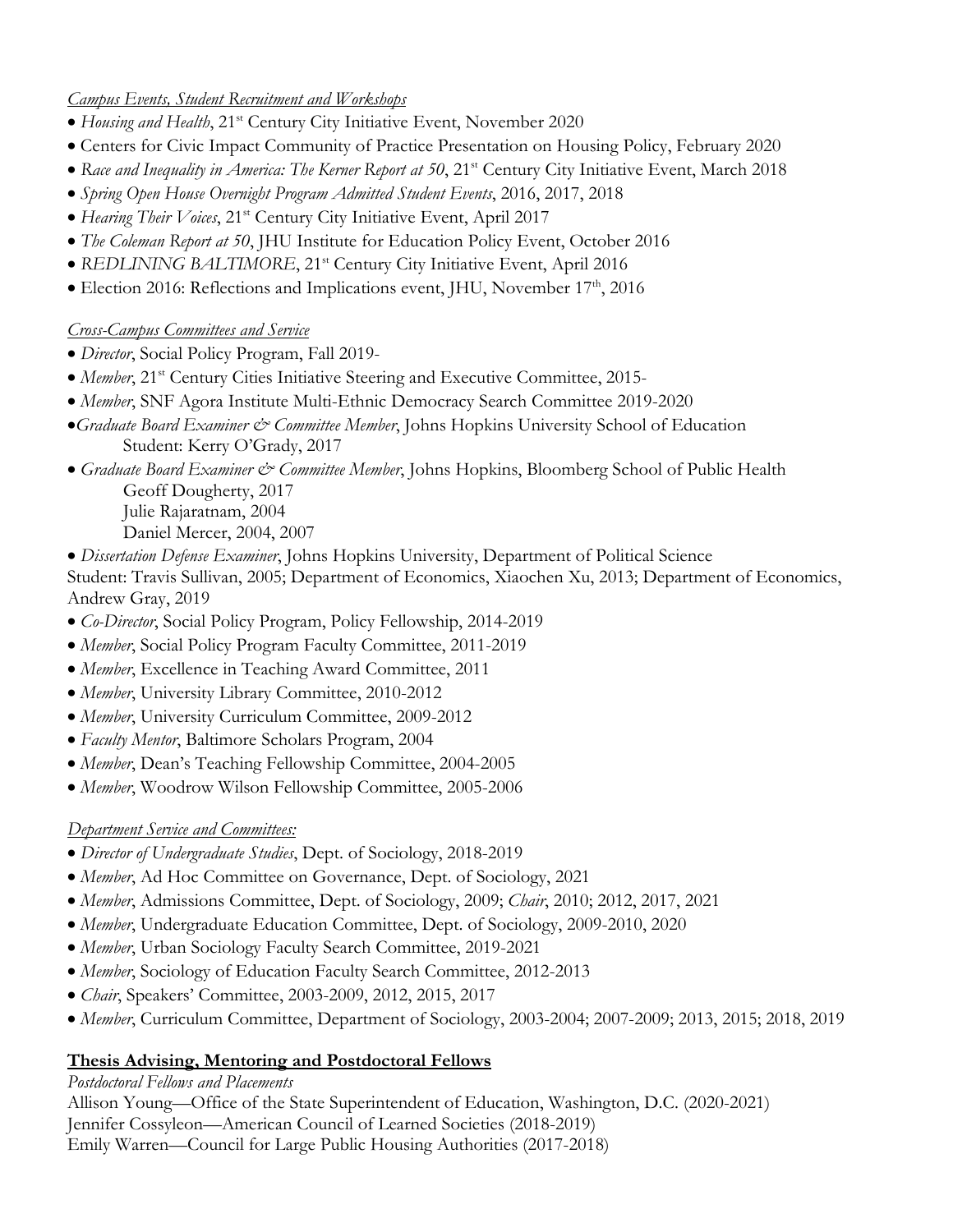*Campus Events, Student Recruitment and Workshops*

- *Housing and Health*, 21st Century City Initiative Event, November 2020
- Centers for Civic Impact Community of Practice Presentation on Housing Policy, February 2020
- *Race and Inequality in America: The Kerner Report at 50*, 21st Century City Initiative Event, March 2018
- *Spring Open House Overnight Program Admitted Student Events*, 2016, 2017, 2018
- *Hearing Their Voices*, 21st Century City Initiative Event, April 2017
- *The Coleman Report at 50*, JHU Institute for Education Policy Event, October 2016
- *REDLINING BALTIMORE*, 21st Century City Initiative Event, April 2016
- Election 2016: Reflections and Implications event, JHU, November 17th, 2016

*Cross-Campus Committees and Service*

- *Director*, Social Policy Program, Fall 2019-
- *Member*, 21st Century Cities Initiative Steering and Executive Committee, 2015-
- *Member*, SNF Agora Institute Multi-Ethnic Democracy Search Committee 2019-2020
- *Graduate Board Examiner & Committee Member*, Johns Hopkins University School of Education
  Student: Kerry O'Grady, 2017
- *Graduate Board Examiner & Committee Member*, Johns Hopkins, Bloomberg School of Public Health
  Geoff Dougherty, 2017
  Julie Rajaratnam, 2004
  Daniel Mercer, 2004, 2007
- *Dissertation Defense Examiner*, Johns Hopkins University, Department of Political Science
  Student: Travis Sullivan, 2005; Department of Economics, Xiaochen Xu, 2013; Department of Economics, Andrew Gray, 2019
- *Co-Director*, Social Policy Program, Policy Fellowship, 2014-2019
- *Member*, Social Policy Program Faculty Committee, 2011-2019
- *Member*, Excellence in Teaching Award Committee, 2011
- *Member*, University Library Committee, 2010-2012
- *Member*, University Curriculum Committee, 2009-2012
- *Faculty Mentor*, Baltimore Scholars Program, 2004
- *Member*, Dean's Teaching Fellowship Committee, 2004-2005
- *Member*, Woodrow Wilson Fellowship Committee, 2005-2006

*Department Service and Committees:*

- *Director of Undergraduate Studies*, Dept. of Sociology, 2018-2019
- *Member*, Ad Hoc Committee on Governance, Dept. of Sociology, 2021
- *Member*, Admissions Committee, Dept. of Sociology, 2009; *Chair*, 2010; 2012, 2017, 2021
- *Member*, Undergraduate Education Committee, Dept. of Sociology, 2009-2010, 2020
- *Member*, Urban Sociology Faculty Search Committee, 2019-2021
- *Member*, Sociology of Education Faculty Search Committee, 2012-2013
- *Chair*, Speakers' Committee, 2003-2009, 2012, 2015, 2017
- *Member*, Curriculum Committee, Department of Sociology, 2003-2004; 2007-2009; 2013, 2015; 2018, 2019

## Thesis Advising, Mentoring and Postdoctoral Fellows

*Postdoctoral Fellows and Placements*

Allison Young—Office of the State Superintendent of Education, Washington, D.C. (2020-2021)
Jennifer Cossyleon—American Council of Learned Societies (2018-2019)
Emily Warren—Council for Large Public Housing Authorities (2017-2018)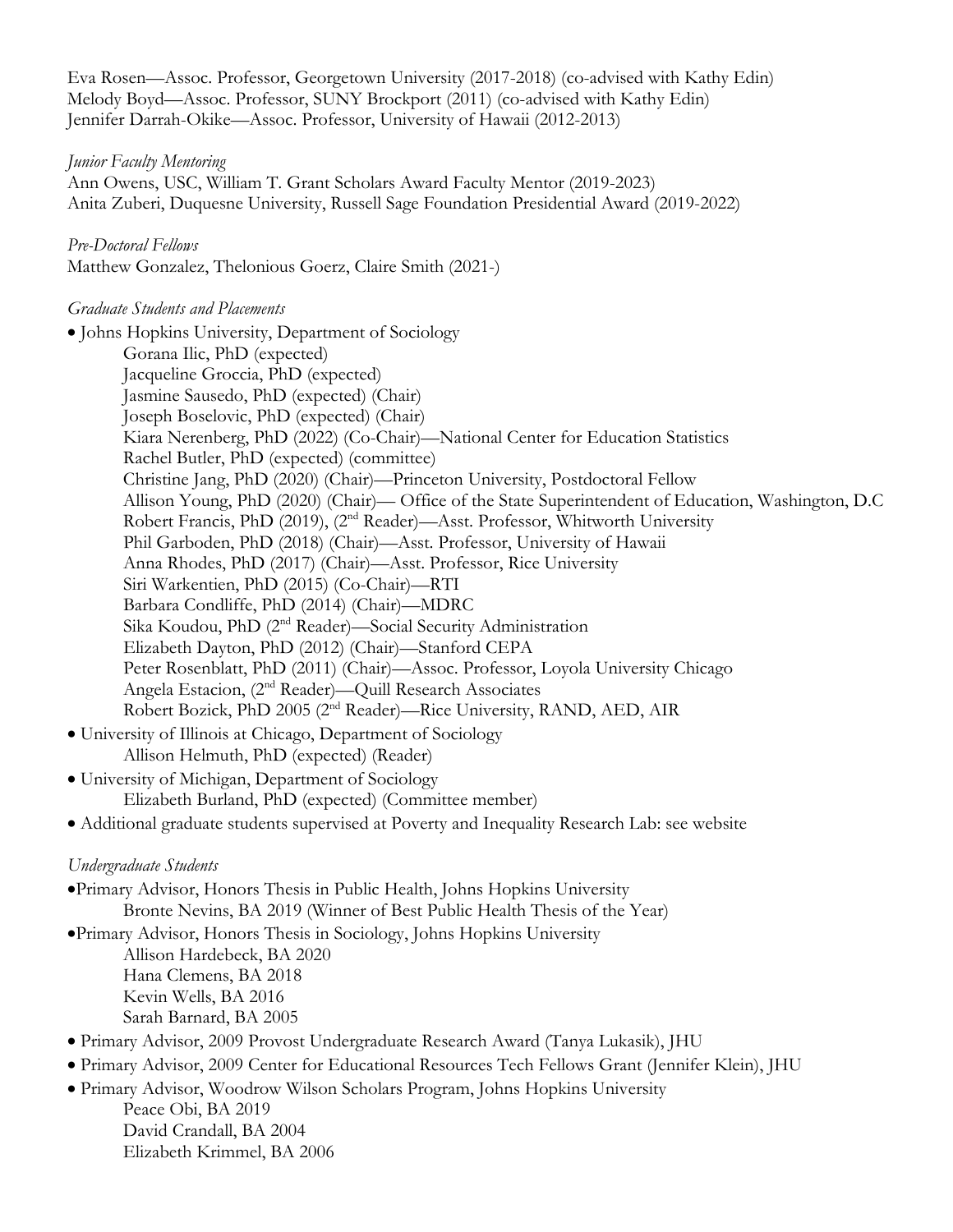Eva Rosen—Assoc. Professor, Georgetown University (2017-2018) (co-advised with Kathy Edin)
Melody Boyd—Assoc. Professor, SUNY Brockport (2011) (co-advised with Kathy Edin)
Jennifer Darrah-Okike—Assoc. Professor, University of Hawaii (2012-2013)

*Junior Faculty Mentoring*

Ann Owens, USC, William T. Grant Scholars Award Faculty Mentor (2019-2023)
Anita Zuberi, Duquesne University, Russell Sage Foundation Presidential Award (2019-2022)

*Pre-Doctoral Fellows*

Matthew Gonzalez, Thelonious Goerz, Claire Smith (2021-)

*Graduate Students and Placements*

- Johns Hopkins University, Department of Sociology
  - Gorana Ilic, PhD (expected)
  - Jacqueline Groccia, PhD (expected)
  - Jasmine Sausedo, PhD (expected) (Chair)
  - Joseph Boselovic, PhD (expected) (Chair)
  - Kiara Nerenberg, PhD (2022) (Co-Chair)—National Center for Education Statistics
  - Rachel Butler, PhD (expected) (committee)
  - Christine Jang, PhD (2020) (Chair)—Princeton University, Postdoctoral Fellow
  - Allison Young, PhD (2020) (Chair)— Office of the State Superintendent of Education, Washington, D.C
  - Robert Francis, PhD (2019), (2nd Reader)—Asst. Professor, Whitworth University
  - Phil Garboden, PhD (2018) (Chair)—Asst. Professor, University of Hawaii
  - Anna Rhodes, PhD (2017) (Chair)—Asst. Professor, Rice University
  - Siri Warkentien, PhD (2015) (Co-Chair)—RTI
  - Barbara Condliffe, PhD (2014) (Chair)—MDRC
  - Sika Koudou, PhD (2nd Reader)—Social Security Administration
  - Elizabeth Dayton, PhD (2012) (Chair)—Stanford CEPA
  - Peter Rosenblatt, PhD (2011) (Chair)—Assoc. Professor, Loyola University Chicago
  - Angela Estacion, (2nd Reader)—Quill Research Associates
  - Robert Bozick, PhD 2005 (2nd Reader)—Rice University, RAND, AED, AIR
- University of Illinois at Chicago, Department of Sociology
  - Allison Helmuth, PhD (expected) (Reader)
- University of Michigan, Department of Sociology
  - Elizabeth Burland, PhD (expected) (Committee member)
- Additional graduate students supervised at Poverty and Inequality Research Lab: see website

*Undergraduate Students*

- Primary Advisor, Honors Thesis in Public Health, Johns Hopkins University
  - Bronte Nevins, BA 2019 (Winner of Best Public Health Thesis of the Year)
- Primary Advisor, Honors Thesis in Sociology, Johns Hopkins University
  - Allison Hardebeck, BA 2020
  - Hana Clemens, BA 2018
  - Kevin Wells, BA 2016
  - Sarah Barnard, BA 2005
- Primary Advisor, 2009 Provost Undergraduate Research Award (Tanya Lukasik), JHU
- Primary Advisor, 2009 Center for Educational Resources Tech Fellows Grant (Jennifer Klein), JHU
- Primary Advisor, Woodrow Wilson Scholars Program, Johns Hopkins University
  - Peace Obi, BA 2019
  - David Crandall, BA 2004
  - Elizabeth Krimmel, BA 2006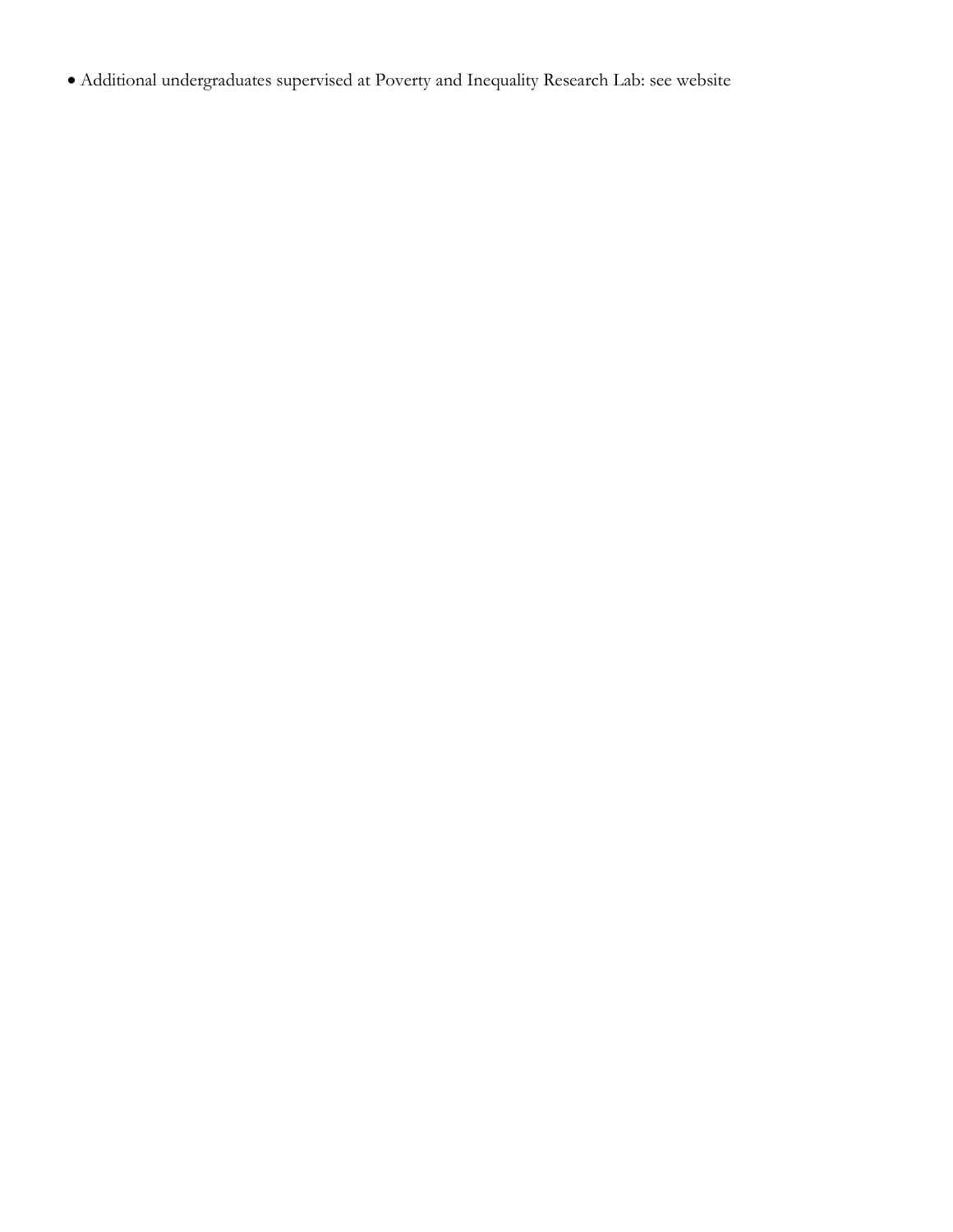- Additional undergraduates supervised at Poverty and Inequality Research Lab: see website